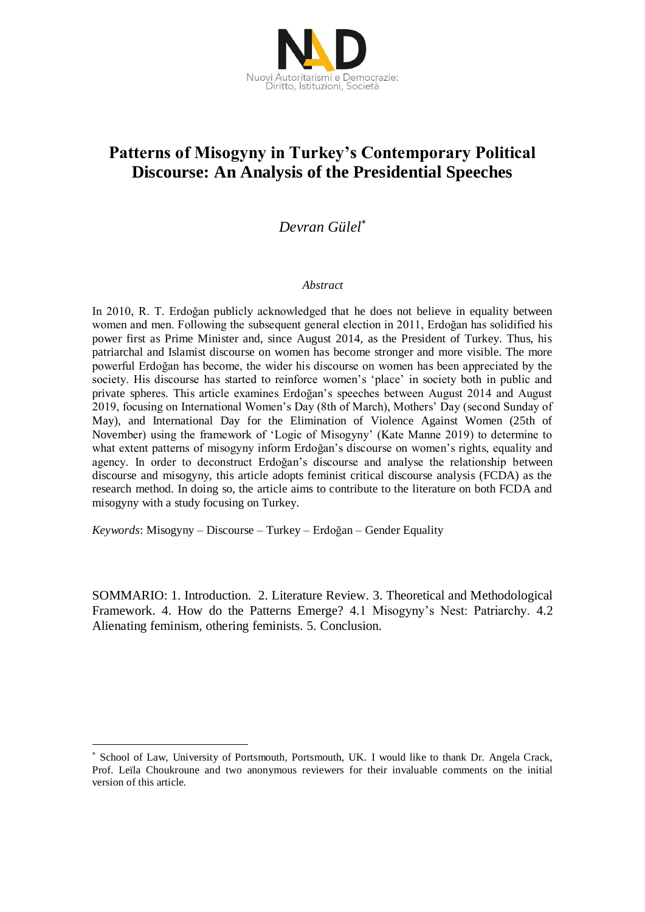# Patterns of Misogyny in Turkey's Contemporary Political Discourse: An Analysis of the Presidential Speeches

*Devran Gülel*[*]

*Abstract*

In 2010, R. T. Erdoğan publicly acknowledged that he does not believe in equality between women and men. Following the subsequent general election in 2011, Erdoğan has solidified his power first as Prime Minister and, since August 2014, as the President of Turkey. Thus, his patriarchal and Islamist discourse on women has become stronger and more visible. The more powerful Erdoğan has become, the wider his discourse on women has been appreciated by the society. His discourse has started to reinforce women's 'place' in society both in public and private spheres. This article examines Erdoğan's speeches between August 2014 and August 2019, focusing on International Women's Day (8th of March), Mothers' Day (second Sunday of May), and International Day for the Elimination of Violence Against Women (25th of November) using the framework of 'Logic of Misogyny' (Kate Manne 2019) to determine to what extent patterns of misogyny inform Erdoğan's discourse on women's rights, equality and agency. In order to deconstruct Erdoğan's discourse and analyse the relationship between discourse and misogyny, this article adopts feminist critical discourse analysis (FCDA) as the research method. In doing so, the article aims to contribute to the literature on both FCDA and misogyny with a study focusing on Turkey.

*Keywords*: Misogyny – Discourse – Turkey – Erdoğan – Gender Equality

SOMMARIO: 1. Introduction. 2. Literature Review. 3. Theoretical and Methodological Framework. 4. How do the Patterns Emerge? 4.1 Misogyny's Nest: Patriarchy. 4.2 Alienating feminism, othering feminists. 5. Conclusion.

---

[*] School of Law, University of Portsmouth, Portsmouth, UK. I would like to thank Dr. Angela Crack, Prof. Leïla Choukroune and two anonymous reviewers for their invaluable comments on the initial version of this article.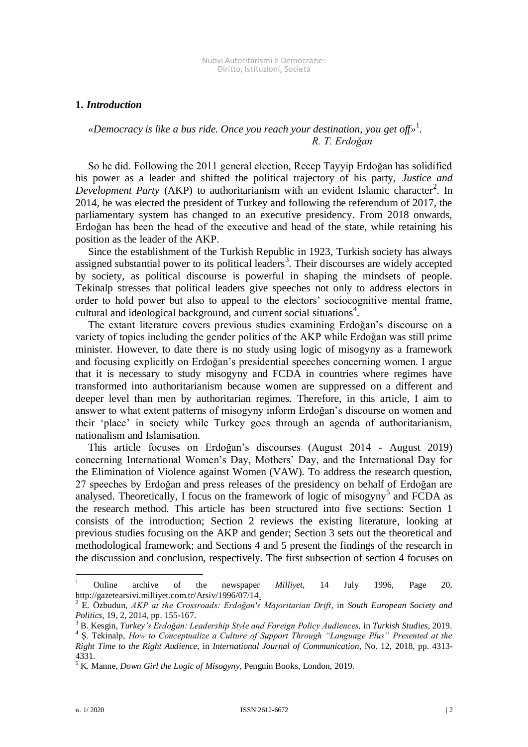## 1. *Introduction*

*«Democracy is like a bus ride. Once you reach your destination, you get off»*[1].
*R. T. Erdoğan*

So he did. Following the 2011 general election, Recep Tayyip Erdoğan has solidified his power as a leader and shifted the political trajectory of his party, *Justice and Development Party* (AKP) to authoritarianism with an evident Islamic character[2]. In 2014, he was elected the president of Turkey and following the referendum of 2017, the parliamentary system has changed to an executive presidency. From 2018 onwards, Erdoğan has been the head of the executive and head of the state, while retaining his position as the leader of the AKP.

Since the establishment of the Turkish Republic in 1923, Turkish society has always assigned substantial power to its political leaders[3]. Their discourses are widely accepted by society, as political discourse is powerful in shaping the mindsets of people. Tekinalp stresses that political leaders give speeches not only to address electors in order to hold power but also to appeal to the electors' sociocognitive mental frame, cultural and ideological background, and current social situations[4].

The extant literature covers previous studies examining Erdoğan's discourse on a variety of topics including the gender politics of the AKP while Erdoğan was still prime minister. However, to date there is no study using logic of misogyny as a framework and focusing explicitly on Erdoğan's presidential speeches concerning women. I argue that it is necessary to study misogyny and FCDA in countries where regimes have transformed into authoritarianism because women are suppressed on a different and deeper level than men by authoritarian regimes. Therefore, in this article, I aim to answer to what extent patterns of misogyny inform Erdoğan's discourse on women and their 'place' in society while Turkey goes through an agenda of authoritarianism, nationalism and Islamisation.

This article focuses on Erdoğan's discourses (August 2014 - August 2019) concerning International Women's Day, Mothers' Day, and the International Day for the Elimination of Violence against Women (VAW). To address the research question, 27 speeches by Erdoğan and press releases of the presidency on behalf of Erdoğan are analysed. Theoretically, I focus on the framework of logic of misogyny[5] and FCDA as the research method. This article has been structured into five sections: Section 1 consists of the introduction; Section 2 reviews the existing literature, looking at previous studies focusing on the AKP and gender; Section 3 sets out the theoretical and methodological framework; and Sections 4 and 5 present the findings of the research in the discussion and conclusion, respectively. The first subsection of section 4 focuses on

---

[1] Online archive of the newspaper *Milliyet*, 14 July 1996, Page 20, http://gazetearsivi.milliyet.com.tr/Arsiv/1996/07/14.

[2] E. Özbudun, *AKP at the Crossroads: Erdoğan's Majoritarian Drift*, in *South European Society and Politics*, 19, 2, 2014, pp. 155-167.

[3] B. Kesgin, *Turkey's Erdoğan: Leadership Style and Foreign Policy Audiences,* in *Turkish Studies*, 2019.

[4] Ş. Tekinalp, *How to Conceptualize a Culture of Support Through "Language Plus" Presented at the Right Time to the Right Audience*, in *International Journal of Communication*, No. 12, 2018, pp. 4313-4331.

[5] K. Manne, *Down Girl the Logic of Misogyny*, Penguin Books, London, 2019.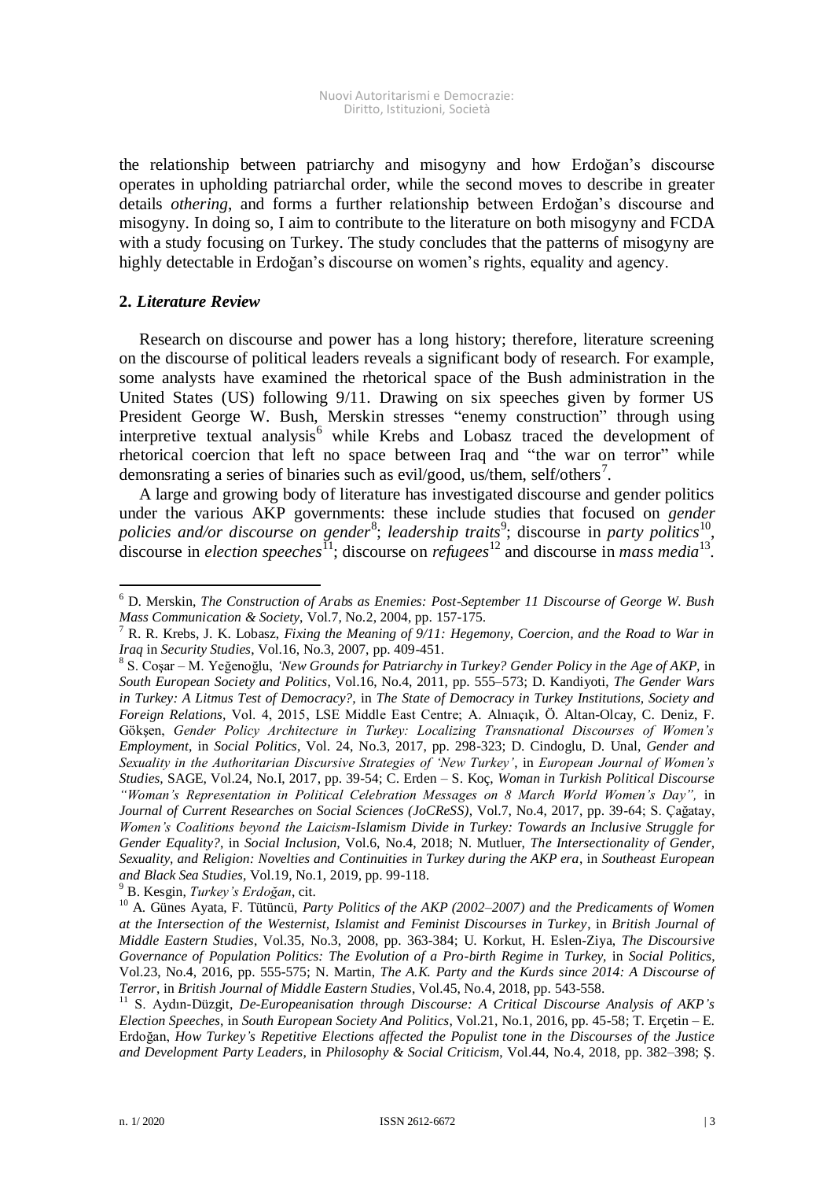the relationship between patriarchy and misogyny and how Erdoğan's discourse operates in upholding patriarchal order, while the second moves to describe in greater details *othering*, and forms a further relationship between Erdoğan's discourse and misogyny. In doing so, I aim to contribute to the literature on both misogyny and FCDA with a study focusing on Turkey. The study concludes that the patterns of misogyny are highly detectable in Erdoğan's discourse on women's rights, equality and agency.

## **2.** *Literature Review*

Research on discourse and power has a long history; therefore, literature screening on the discourse of political leaders reveals a significant body of research. For example, some analysts have examined the rhetorical space of the Bush administration in the United States (US) following 9/11. Drawing on six speeches given by former US President George W. Bush, Merskin stresses "enemy construction" through using interpretive textual analysis[6] while Krebs and Lobasz traced the development of rhetorical coercion that left no space between Iraq and "the war on terror" while demonsrating a series of binaries such as evil/good, us/them, self/others[7].

A large and growing body of literature has investigated discourse and gender politics under the various AKP governments: these include studies that focused on *gender policies and/or discourse on gender*[8]; *leadership traits*[9]; discourse in *party politics*[10], discourse in *election speeches*[11]; discourse on *refugees*[12] and discourse in *mass media*[13].

---

[6] D. Merskin, *The Construction of Arabs as Enemies: Post-September 11 Discourse of George W. Bush Mass Communication & Society*, Vol.7, No.2, 2004, pp. 157-175.

[7] R. R. Krebs, J. K. Lobasz, *Fixing the Meaning of 9/11: Hegemony, Coercion, and the Road to War in Iraq* in *Security Studies*, Vol.16, No.3, 2007, pp. 409-451.

[8] S. Coşar – M. Yeğenoğlu, *'New Grounds for Patriarchy in Turkey? Gender Policy in the Age of AKP,* in *South European Society and Politics*, Vol.16, No.4, 2011, pp. 555–573; D. Kandiyoti, *The Gender Wars in Turkey: A Litmus Test of Democracy?,* in *The State of Democracy in Turkey Institutions, Society and Foreign Relations,* Vol. 4, 2015, LSE Middle East Centre; A. Alnıaçık, Ö. Altan-Olcay, C. Deniz, F. Gökşen, *Gender Policy Architecture in Turkey: Localizing Transnational Discourses of Women's Employment*, in *Social Politics*, Vol. 24, No.3, 2017, pp. 298-323; D. Cindoglu, D. Unal, *Gender and Sexuality in the Authoritarian Discursive Strategies of 'New Turkey'*, in *European Journal of Women's Studies,* SAGE, Vol.24, No.I, 2017, pp. 39-54; C. Erden – S. Koç, *Woman in Turkish Political Discourse "Woman's Representation in Political Celebration Messages on 8 March World Women's Day",* in *Journal of Current Researches on Social Sciences (JoCReSS)*, Vol.7, No.4, 2017, pp. 39-64; S. Çağatay, *Women's Coalitions beyond the Laicism-Islamism Divide in Turkey: Towards an Inclusive Struggle for Gender Equality?*, in *Social Inclusion,* Vol.6, No.4, 2018; N. Mutluer, *The Intersectionality of Gender, Sexuality, and Religion: Novelties and Continuities in Turkey during the AKP era*, in *Southeast European and Black Sea Studies*, Vol.19, No.1, 2019, pp. 99-118.

[9] B. Kesgin, *Turkey's Erdoğan*, cit.

[10] A. Günes Ayata, F. Tütüncü, *Party Politics of the AKP (2002–2007) and the Predicaments of Women at the Intersection of the Westernist, Islamist and Feminist Discourses in Turkey*, in *British Journal of Middle Eastern Studies*, Vol.35, No.3, 2008, pp. 363-384; U. Korkut, H. Eslen-Ziya, *The Discoursive Governance of Population Politics: The Evolution of a Pro-birth Regime in Turkey,* in *Social Politics*, Vol.23, No.4, 2016, pp. 555-575; N. Martin, *The A.K. Party and the Kurds since 2014: A Discourse of Terror*, in *British Journal of Middle Eastern Studies*, Vol.45, No.4, 2018, pp. 543-558.

[11] S. Aydın-Düzgit, *De-Europeanisation through Discourse: A Critical Discourse Analysis of AKP's Election Speeches*, in *South European Society And Politics*, Vol.21, No.1, 2016, pp. 45-58; T. Erçetin – E. Erdoğan, *How Turkey's Repetitive Elections affected the Populist tone in the Discourses of the Justice and Development Party Leaders*, in *Philosophy & Social Criticism*, Vol.44, No.4, 2018, pp. 382–398; Ş.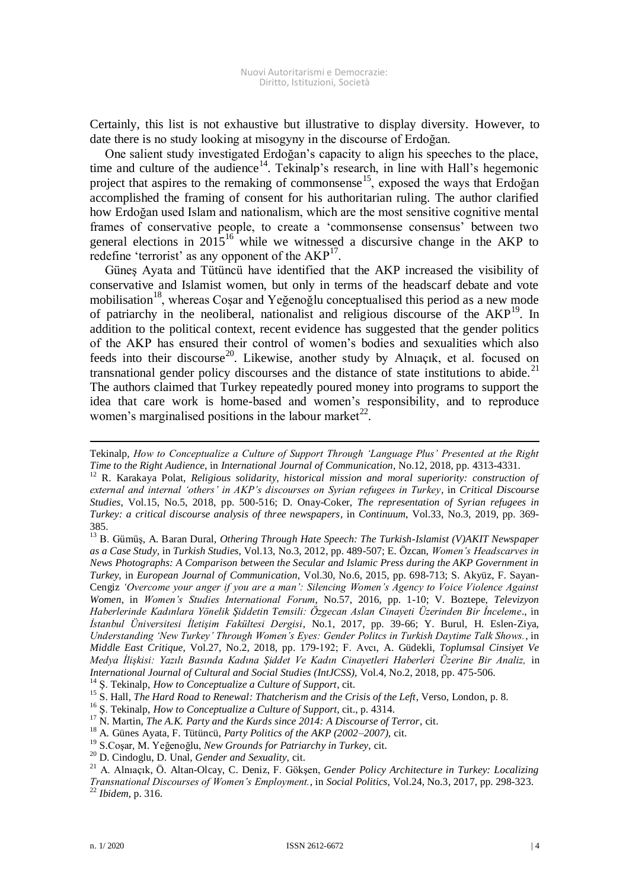Certainly, this list is not exhaustive but illustrative to display diversity. However, to date there is no study looking at misogyny in the discourse of Erdoğan.

One salient study investigated Erdoğan's capacity to align his speeches to the place, time and culture of the audience[14]. Tekinalp's research, in line with Hall's hegemonic project that aspires to the remaking of commonsense[15], exposed the ways that Erdoğan accomplished the framing of consent for his authoritarian ruling. The author clarified how Erdoğan used Islam and nationalism, which are the most sensitive cognitive mental frames of conservative people, to create a 'commonsense consensus' between two general elections in 2015[16] while we witnessed a discursive change in the AKP to redefine 'terrorist' as any opponent of the AKP[17].

Güneş Ayata and Tütüncü have identified that the AKP increased the visibility of conservative and Islamist women, but only in terms of the headscarf debate and vote mobilisation[18], whereas Coşar and Yeğenoğlu conceptualised this period as a new mode of patriarchy in the neoliberal, nationalist and religious discourse of the AKP[19]. In addition to the political context, recent evidence has suggested that the gender politics of the AKP has ensured their control of women's bodies and sexualities which also feeds into their discourse[20]. Likewise, another study by Alnıaçık, et al. focused on transnational gender policy discourses and the distance of state institutions to abide.[21] The authors claimed that Turkey repeatedly poured money into programs to support the idea that care work is home-based and women's responsibility, and to reproduce women's marginalised positions in the labour market[22].

---

Tekinalp, *How to Conceptualize a Culture of Support Through 'Language Plus' Presented at the Right Time to the Right Audience*, in *International Journal of Communication*, No.12, 2018, pp. 4313-4331.

[12] R. Karakaya Polat, *Religious solidarity, historical mission and moral superiority: construction of external and internal 'others' in AKP's discourses on Syrian refugees in Turkey*, in *Critical Discourse Studies*, Vol.15, No.5, 2018, pp. 500-516; D. Onay-Coker, *The representation of Syrian refugees in Turkey: a critical discourse analysis of three newspapers*, in *Continuum*, Vol.33, No.3, 2019, pp. 369-385.

[13] B. Gümüş, A. Baran Dural, *Othering Through Hate Speech: The Turkish-Islamist (V)AKIT Newspaper as a Case Study*, in *Turkish Studies*, Vol.13, No.3, 2012, pp. 489-507; E. Özcan, *Women's Headscarves in News Photographs: A Comparison between the Secular and Islamic Press during the AKP Government in Turkey*, in *European Journal of Communication*, Vol.30, No.6, 2015, pp. 698-713; S. Akyüz, F. Sayan-Cengiz *'Overcome your anger if you are a man': Silencing Women's Agency to Voice Violence Against Women*, in *Women's Studies International Forum*, No.57, 2016, pp. 1-10; V. Boztepe, *Televizyon Haberlerinde Kadınlara Yönelik Şiddetin Temsili: Özgecan Aslan Cinayeti Üzerinden Bir İnceleme*., in *İstanbul Üniversitesi İletişim Fakültesi Dergisi*, No.1, 2017, pp. 39-66; Y. Burul, H. Eslen-Ziya, *Understanding 'New Turkey' Through Women's Eyes: Gender Politcs in Turkish Daytime Talk Shows.*, in *Middle East Critique*, Vol.27, No.2, 2018, pp. 179-192; F. Avcı, A. Güdekli, *Toplumsal Cinsiyet Ve Medya İlişkisi: Yazılı Basında Kadına Şiddet Ve Kadın Cinayetleri Haberleri Üzerine Bir Analiz,* in *International Journal of Cultural and Social Studies (IntJCSS)*, Vol.4, No.2, 2018, pp. 475-506.

[14] Ş. Tekinalp, *How to Conceptualize a Culture of Support*, cit.

[15] S. Hall, *The Hard Road to Renewal: Thatcherism and the Crisis of the Left*, Verso, London, p. 8.

[16] Ş. Tekinalp, *How to Conceptualize a Culture of Support*, cit., p. 4314.

[17] N. Martin, *The A.K. Party and the Kurds since 2014: A Discourse of Terror*, cit.

[18] A. Günes Ayata, F. Tütüncü, *Party Politics of the AKP (2002–2007)*, cit.

[19] S.Coşar, M. Yeğenoğlu, *New Grounds for Patriarchy in Turkey*, cit.

[20] D. Cindoglu, D. Unal, *Gender and Sexuality*, cit.

[21] A. Alnıaçık, Ö. Altan-Olcay, C. Deniz, F. Gökşen, *Gender Policy Architecture in Turkey: Localizing Transnational Discourses of Women's Employment.*, in *Social Politics*, Vol.24, No.3, 2017, pp. 298-323.

[22] *Ibidem*, p. 316.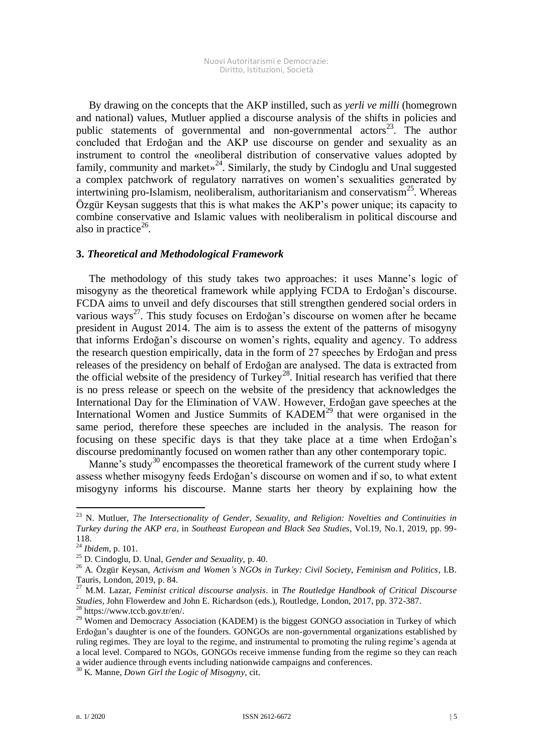By drawing on the concepts that the AKP instilled, such as *yerli ve milli* (homegrown and national) values, Mutluer applied a discourse analysis of the shifts in policies and public statements of governmental and non-governmental actors[23]. The author concluded that Erdoğan and the AKP use discourse on gender and sexuality as an instrument to control the «neoliberal distribution of conservative values adopted by family, community and market»[24]. Similarly, the study by Cindoglu and Unal suggested a complex patchwork of regulatory narratives on women's sexualities generated by intertwining pro-Islamism, neoliberalism, authoritarianism and conservatism[25]. Whereas Özgür Keysan suggests that this is what makes the AKP's power unique; its capacity to combine conservative and Islamic values with neoliberalism in political discourse and also in practice[26].

## 3. *Theoretical and Methodological Framework*

The methodology of this study takes two approaches: it uses Manne's logic of misogyny as the theoretical framework while applying FCDA to Erdoğan's discourse. FCDA aims to unveil and defy discourses that still strengthen gendered social orders in various ways[27]. This study focuses on Erdoğan's discourse on women after he became president in August 2014. The aim is to assess the extent of the patterns of misogyny that informs Erdoğan's discourse on women's rights, equality and agency. To address the research question empirically, data in the form of 27 speeches by Erdoğan and press releases of the presidency on behalf of Erdoğan are analysed. The data is extracted from the official website of the presidency of Turkey[28]. Initial research has verified that there is no press release or speech on the website of the presidency that acknowledges the International Day for the Elimination of VAW. However, Erdoğan gave speeches at the International Women and Justice Summits of KADEM[29] that were organised in the same period, therefore these speeches are included in the analysis. The reason for focusing on these specific days is that they take place at a time when Erdoğan's discourse predominantly focused on women rather than any other contemporary topic.

Manne's study[30] encompasses the theoretical framework of the current study where I assess whether misogyny feeds Erdoğan's discourse on women and if so, to what extent misogyny informs his discourse. Manne starts her theory by explaining how the

---

[23] N. Mutluer, *The Intersectionality of Gender, Sexuality, and Religion: Novelties and Continuities in Turkey during the AKP era*, in *Southeast European and Black Sea Studies*, Vol.19, No.1, 2019, pp. 99-118.

[24] *Ibidem*, p. 101.

[25] D. Cindoglu, D. Unal, *Gender and Sexuality*, p. 40.

[26] A. Özgür Keysan, *Activism and Women's NGOs in Turkey: Civil Society, Feminism and Politics*, I.B. Tauris, London, 2019, p. 84.

[27] M.M. Lazar, *Feminist critical discourse analysis*. in *The Routledge Handbook of Critical Discourse Studies*, John Flowerdew and John E. Richardson (eds.), Routledge, London, 2017, pp. 372-387.

[28] https://www.tccb.gov.tr/en/.

[29] Women and Democracy Association (KADEM) is the biggest GONGO association in Turkey of which Erdoğan's daughter is one of the founders. GONGOs are non-governmental organizations established by ruling regimes. They are loyal to the regime, and instrumental to promoting the ruling regime's agenda at a local level. Compared to NGOs, GONGOs receive immense funding from the regime so they can reach a wider audience through events including nationwide campaigns and conferences.

[30] K. Manne, *Down Girl the Logic of Misogyny*, cit.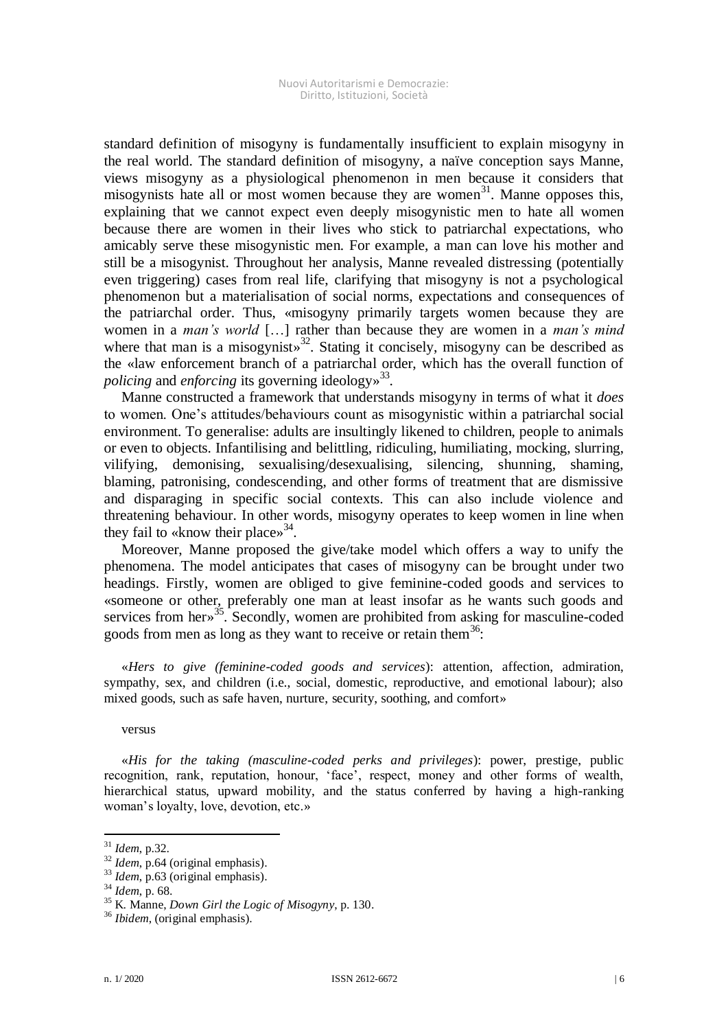standard definition of misogyny is fundamentally insufficient to explain misogyny in the real world. The standard definition of misogyny, a naïve conception says Manne, views misogyny as a physiological phenomenon in men because it considers that misogynists hate all or most women because they are women[31]. Manne opposes this, explaining that we cannot expect even deeply misogynistic men to hate all women because there are women in their lives who stick to patriarchal expectations, who amicably serve these misogynistic men. For example, a man can love his mother and still be a misogynist. Throughout her analysis, Manne revealed distressing (potentially even triggering) cases from real life, clarifying that misogyny is not a psychological phenomenon but a materialisation of social norms, expectations and consequences of the patriarchal order. Thus, «misogyny primarily targets women because they are women in a *man's world* […] rather than because they are women in a *man's mind* where that man is a misogynist»[32]. Stating it concisely, misogyny can be described as the «law enforcement branch of a patriarchal order, which has the overall function of *policing* and *enforcing* its governing ideology»[33].

Manne constructed a framework that understands misogyny in terms of what it *does* to women. One's attitudes/behaviours count as misogynistic within a patriarchal social environment. To generalise: adults are insultingly likened to children, people to animals or even to objects. Infantilising and belittling, ridiculing, humiliating, mocking, slurring, vilifying, demonising, sexualising/desexualising, silencing, shunning, shaming, blaming, patronising, condescending, and other forms of treatment that are dismissive and disparaging in specific social contexts. This can also include violence and threatening behaviour. In other words, misogyny operates to keep women in line when they fail to «know their place»[34].

Moreover, Manne proposed the give/take model which offers a way to unify the phenomena. The model anticipates that cases of misogyny can be brought under two headings. Firstly, women are obliged to give feminine-coded goods and services to «someone or other, preferably one man at least insofar as he wants such goods and services from her»[35]. Secondly, women are prohibited from asking for masculine-coded goods from men as long as they want to receive or retain them[36]:

> «*Hers to give (feminine-coded goods and services*): attention, affection, admiration, sympathy, sex, and children (i.e., social, domestic, reproductive, and emotional labour); also mixed goods, such as safe haven, nurture, security, soothing, and comfort»

versus

> «*His for the taking (masculine-coded perks and privileges*): power, prestige, public recognition, rank, reputation, honour, 'face', respect, money and other forms of wealth, hierarchical status, upward mobility, and the status conferred by having a high-ranking woman's loyalty, love, devotion, etc.»

---

[31] *Idem*, p.32.

[32] *Idem*, p.64 (original emphasis).

[33] *Idem*, p.63 (original emphasis).

[34] *Idem*, p. 68.

[35] K. Manne, *Down Girl the Logic of Misogyny*, p. 130.

[36] *Ibidem*, (original emphasis).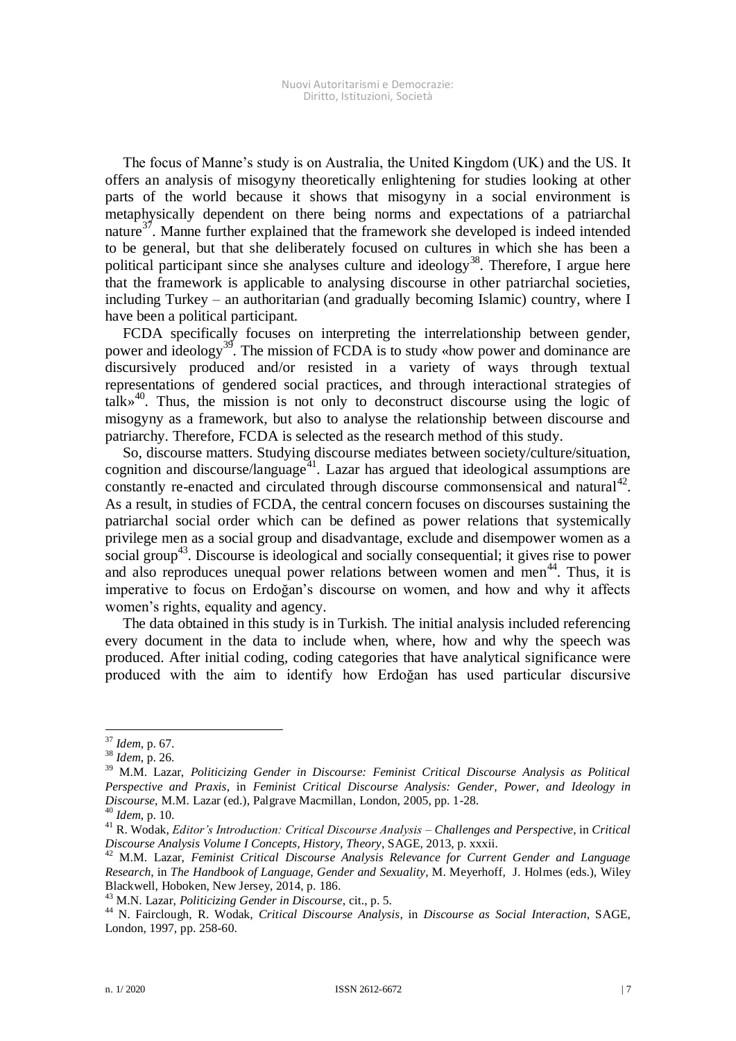The focus of Manne's study is on Australia, the United Kingdom (UK) and the US. It offers an analysis of misogyny theoretically enlightening for studies looking at other parts of the world because it shows that misogyny in a social environment is metaphysically dependent on there being norms and expectations of a patriarchal nature[37]. Manne further explained that the framework she developed is indeed intended to be general, but that she deliberately focused on cultures in which she has been a political participant since she analyses culture and ideology[38]. Therefore, I argue here that the framework is applicable to analysing discourse in other patriarchal societies, including Turkey – an authoritarian (and gradually becoming Islamic) country, where I have been a political participant.

FCDA specifically focuses on interpreting the interrelationship between gender, power and ideology[39]. The mission of FCDA is to study «how power and dominance are discursively produced and/or resisted in a variety of ways through textual representations of gendered social practices, and through interactional strategies of talk»[40]. Thus, the mission is not only to deconstruct discourse using the logic of misogyny as a framework, but also to analyse the relationship between discourse and patriarchy. Therefore, FCDA is selected as the research method of this study.

So, discourse matters. Studying discourse mediates between society/culture/situation, cognition and discourse/language[41]. Lazar has argued that ideological assumptions are constantly re-enacted and circulated through discourse commonsensical and natural[42]. As a result, in studies of FCDA, the central concern focuses on discourses sustaining the patriarchal social order which can be defined as power relations that systemically privilege men as a social group and disadvantage, exclude and disempower women as a social group[43]. Discourse is ideological and socially consequential; it gives rise to power and also reproduces unequal power relations between women and men[44]. Thus, it is imperative to focus on Erdoğan's discourse on women, and how and why it affects women's rights, equality and agency.

The data obtained in this study is in Turkish. The initial analysis included referencing every document in the data to include when, where, how and why the speech was produced. After initial coding, coding categories that have analytical significance were produced with the aim to identify how Erdoğan has used particular discursive

---

[37] *Idem*, p. 67.

[38] *Idem*, p. 26.

[39] M.M. Lazar, *Politicizing Gender in Discourse: Feminist Critical Discourse Analysis as Political Perspective and Praxis*, in *Feminist Critical Discourse Analysis: Gender, Power, and Ideology in Discourse*, M.M. Lazar (ed.), Palgrave Macmillan, London, 2005, pp. 1-28.

[40] *Idem*, p. 10.

[41] R. Wodak, *Editor's Introduction: Critical Discourse Analysis – Challenges and Perspective*, in *Critical Discourse Analysis Volume I Concepts, History, Theory*, SAGE, 2013, p. xxxii.

[42] M.M. Lazar, *Feminist Critical Discourse Analysis Relevance for Current Gender and Language Research*, in *The Handbook of Language, Gender and Sexuality*, M. Meyerhoff, J. Holmes (eds.), Wiley Blackwell, Hoboken, New Jersey, 2014, p. 186.

[43] M.N. Lazar, *Politicizing Gender in Discourse*, cit., p. 5.

[44] N. Fairclough, R. Wodak, *Critical Discourse Analysis*, in *Discourse as Social Interaction*, SAGE, London, 1997, pp. 258-60.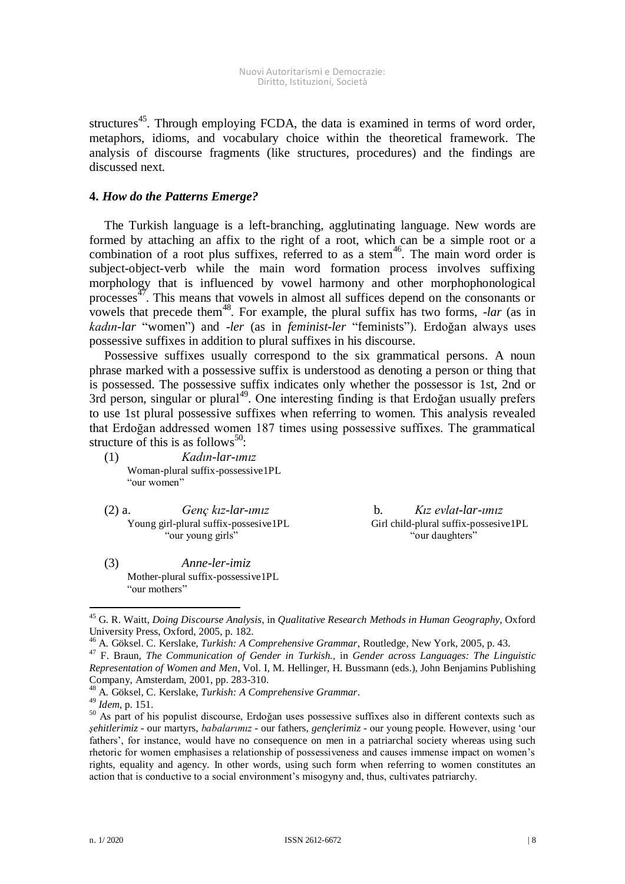structures[45]. Through employing FCDA, the data is examined in terms of word order, metaphors, idioms, and vocabulary choice within the theoretical framework. The analysis of discourse fragments (like structures, procedures) and the findings are discussed next.

## 4. *How do the Patterns Emerge?*

The Turkish language is a left-branching, agglutinating language. New words are formed by attaching an affix to the right of a root, which can be a simple root or a combination of a root plus suffixes, referred to as a stem[46]. The main word order is subject-object-verb while the main word formation process involves suffixing morphology that is influenced by vowel harmony and other morphophonological processes[47]. This means that vowels in almost all suffices depend on the consonants or vowels that precede them[48]. For example, the plural suffix has two forms, *-lar* (as in *kadın-lar* "women") and *-ler* (as in *feminist-ler* "feminists"). Erdoğan always uses possessive suffixes in addition to plural suffixes in his discourse.

Possessive suffixes usually correspond to the six grammatical persons. A noun phrase marked with a possessive suffix is understood as denoting a person or thing that is possessed. The possessive suffix indicates only whether the possessor is 1st, 2nd or 3rd person, singular or plural[49]. One interesting finding is that Erdoğan usually prefers to use 1st plural possessive suffixes when referring to women. This analysis revealed that Erdoğan addressed women 187 times using possessive suffixes. The grammatical structure of this is as follows[50]:

(1) *Kadın-lar-ımız*
Woman-plural suffix-possessive1PL
"our women"

(2) a. *Genç kız-lar-ımız*
Young girl-plural suffix-possesive1PL
"our young girls"

b. *Kız evlat-lar-ımız*
Girl child-plural suffix-possesive1PL
"our daughters"

(3) *Anne-ler-imiz*
Mother-plural suffix-possessive1PL
"our mothers"

---

[45] G. R. Waitt, *Doing Discourse Analysis*, in *Qualitative Research Methods in Human Geography*, Oxford University Press, Oxford, 2005, p. 182.

[46] A. Göksel. C. Kerslake, *Turkish: A Comprehensive Grammar*, Routledge, New York, 2005, p. 43.

[47] F. Braun, *The Communication of Gender in Turkish.*, in *Gender across Languages: The Linguistic Representation of Women and Men*, Vol. I, M. Hellinger, H. Bussmann (eds.), John Benjamins Publishing Company, Amsterdam, 2001, pp. 283-310.

[48] A. Göksel, C. Kerslake, *Turkish: A Comprehensive Grammar*.

[49] *Idem*, p. 151.

[50] As part of his populist discourse, Erdoğan uses possessive suffixes also in different contexts such as *şehitlerimiz* - our martyrs, *babalarımız* - our fathers, *gençlerimiz* - our young people. However, using 'our fathers', for instance, would have no consequence on men in a patriarchal society whereas using such rhetoric for women emphasises a relationship of possessiveness and causes immense impact on women's rights, equality and agency. In other words, using such form when referring to women constitutes an action that is conductive to a social environment's misogyny and, thus, cultivates patriarchy.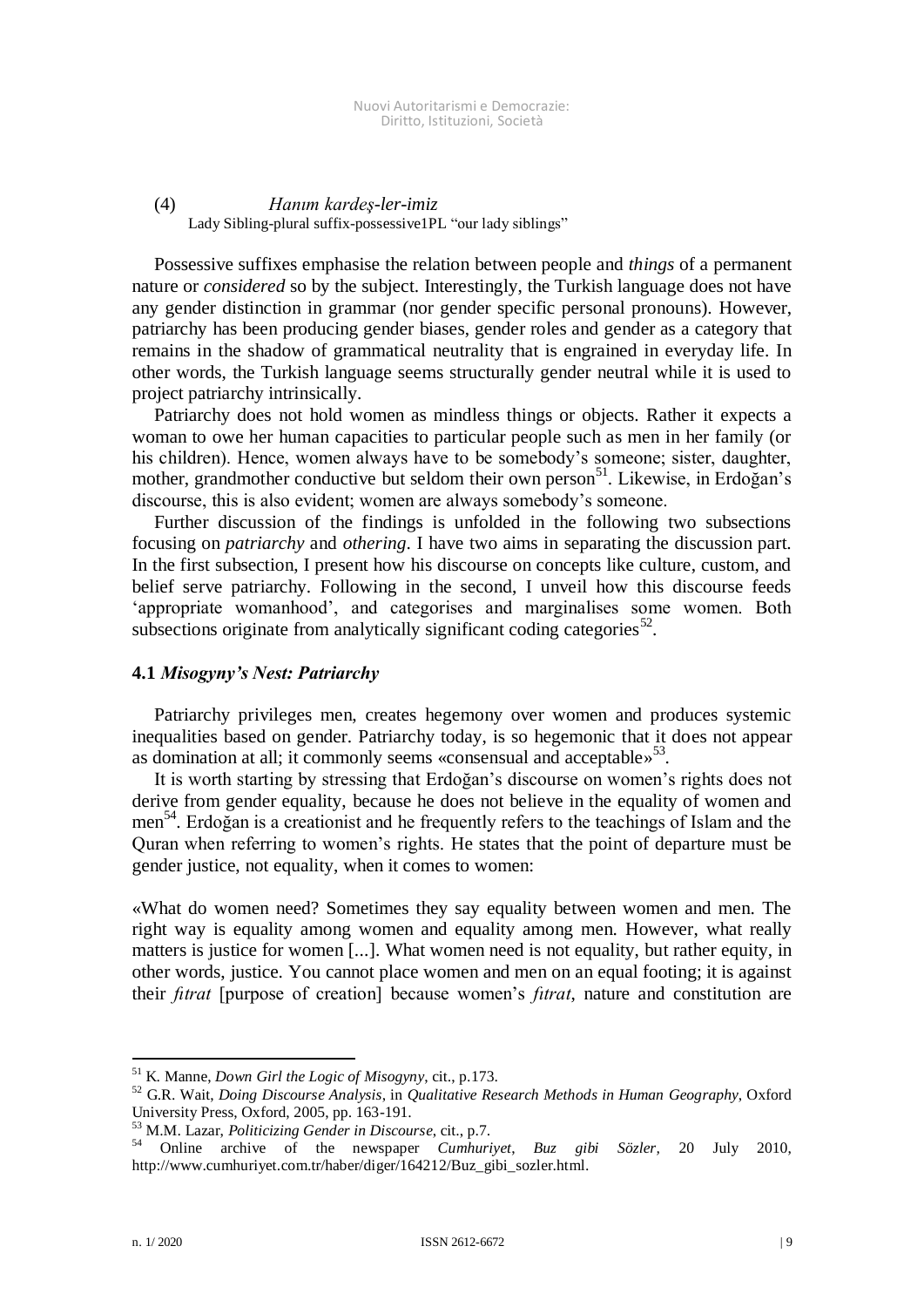(4) *Hanım kardeş-ler-imiz*
Lady Sibling-plural suffix-possessive1PL "our lady siblings"

Possessive suffixes emphasise the relation between people and *things* of a permanent nature or *considered* so by the subject. Interestingly, the Turkish language does not have any gender distinction in grammar (nor gender specific personal pronouns). However, patriarchy has been producing gender biases, gender roles and gender as a category that remains in the shadow of grammatical neutrality that is engrained in everyday life. In other words, the Turkish language seems structurally gender neutral while it is used to project patriarchy intrinsically.

Patriarchy does not hold women as mindless things or objects. Rather it expects a woman to owe her human capacities to particular people such as men in her family (or his children). Hence, women always have to be somebody's someone; sister, daughter, mother, grandmother conductive but seldom their own person[51]. Likewise, in Erdoğan's discourse, this is also evident; women are always somebody's someone.

Further discussion of the findings is unfolded in the following two subsections focusing on *patriarchy* and *othering*. I have two aims in separating the discussion part. In the first subsection, I present how his discourse on concepts like culture, custom, and belief serve patriarchy. Following in the second, I unveil how this discourse feeds 'appropriate womanhood', and categorises and marginalises some women. Both subsections originate from analytically significant coding categories[52].

### 4.1 *Misogyny's Nest: Patriarchy*

Patriarchy privileges men, creates hegemony over women and produces systemic inequalities based on gender. Patriarchy today, is so hegemonic that it does not appear as domination at all; it commonly seems «consensual and acceptable»[53].

It is worth starting by stressing that Erdoğan's discourse on women's rights does not derive from gender equality, because he does not believe in the equality of women and men[54]. Erdoğan is a creationist and he frequently refers to the teachings of Islam and the Quran when referring to women's rights. He states that the point of departure must be gender justice, not equality, when it comes to women:

«What do women need? Sometimes they say equality between women and men. The right way is equality among women and equality among men. However, what really matters is justice for women [...]. What women need is not equality, but rather equity, in other words, justice. You cannot place women and men on an equal footing; it is against their *fıtrat* [purpose of creation] because women's *fıtrat*, nature and constitution are

---

[51] K. Manne, *Down Girl the Logic of Misogyny*, cit., p.173.

[52] G.R. Wait, *Doing Discourse Analysis*, in *Qualitative Research Methods in Human Geography*, Oxford University Press, Oxford, 2005, pp. 163-191.

[53] M.M. Lazar, *Politicizing Gender in Discourse*, cit., p.7.

[54] Online archive of the newspaper *Cumhuriyet*, *Buz gibi Sözler*, 20 July 2010, http://www.cumhuriyet.com.tr/haber/diger/164212/Buz_gibi_sozler.html.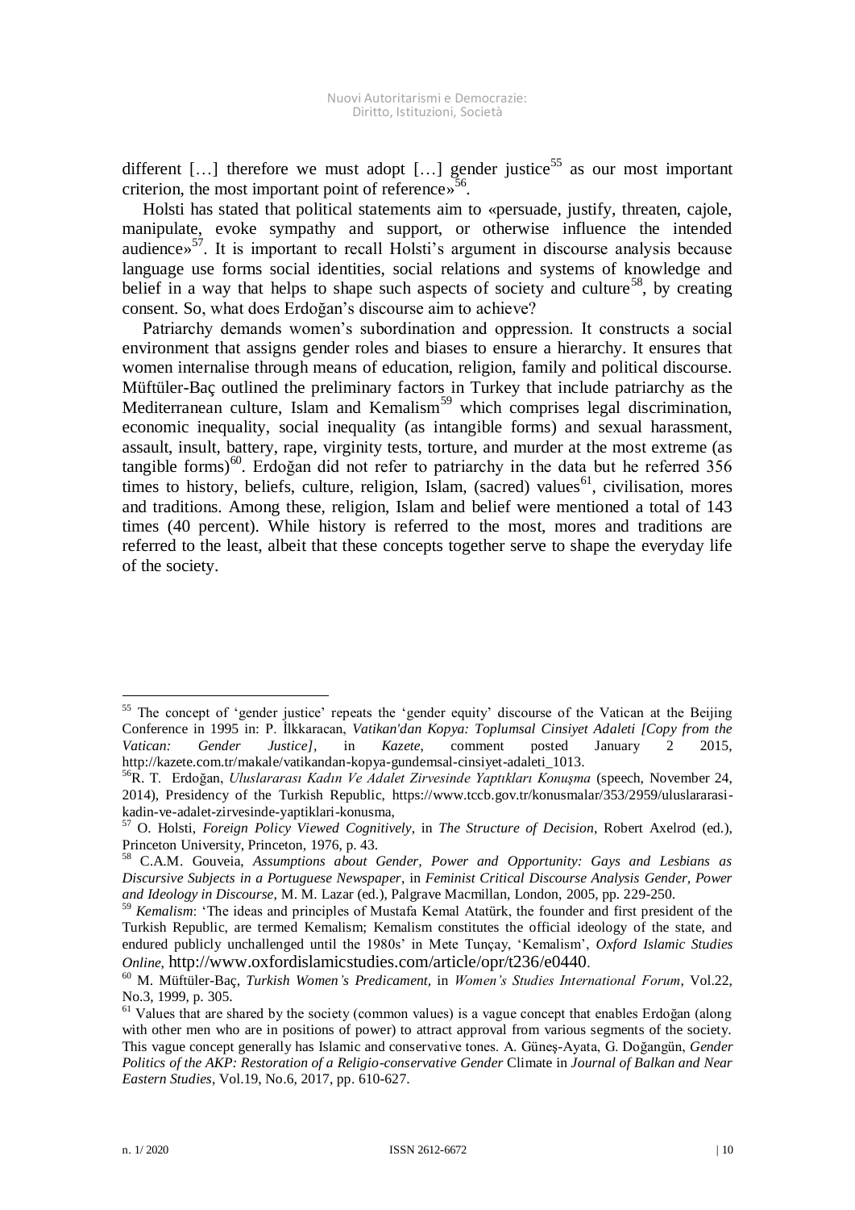different […] therefore we must adopt […] gender justice[55] as our most important criterion, the most important point of reference»[56].

Holsti has stated that political statements aim to «persuade, justify, threaten, cajole, manipulate, evoke sympathy and support, or otherwise influence the intended audience»[57]. It is important to recall Holsti's argument in discourse analysis because language use forms social identities, social relations and systems of knowledge and belief in a way that helps to shape such aspects of society and culture[58], by creating consent. So, what does Erdoğan's discourse aim to achieve?

Patriarchy demands women's subordination and oppression. It constructs a social environment that assigns gender roles and biases to ensure a hierarchy. It ensures that women internalise through means of education, religion, family and political discourse. Müftüler-Baç outlined the preliminary factors in Turkey that include patriarchy as the Mediterranean culture, Islam and Kemalism[59] which comprises legal discrimination, economic inequality, social inequality (as intangible forms) and sexual harassment, assault, insult, battery, rape, virginity tests, torture, and murder at the most extreme (as tangible forms)[60]. Erdoğan did not refer to patriarchy in the data but he referred 356 times to history, beliefs, culture, religion, Islam, (sacred) values[61], civilisation, mores and traditions. Among these, religion, Islam and belief were mentioned a total of 143 times (40 percent). While history is referred to the most, mores and traditions are referred to the least, albeit that these concepts together serve to shape the everyday life of the society.

---

[55] The concept of 'gender justice' repeats the 'gender equity' discourse of the Vatican at the Beijing Conference in 1995 in: P. İlkkaracan, *Vatikan'dan Kopya: Toplumsal Cinsiyet Adaleti [Copy from the Vatican: Gender Justice]*, in *Kazete*, comment posted January 2 2015, http://kazete.com.tr/makale/vatikandan-kopya-gundemsal-cinsiyet-adaleti_1013.

[56] R. T. Erdoğan, *Uluslararası Kadın Ve Adalet Zirvesinde Yaptıkları Konuşma* (speech, November 24, 2014), Presidency of the Turkish Republic, https://www.tccb.gov.tr/konusmalar/353/2959/uluslararasi-kadin-ve-adalet-zirvesinde-yaptiklari-konusma,

[57] O. Holsti, *Foreign Policy Viewed Cognitively*, in *The Structure of Decision*, Robert Axelrod (ed.), Princeton University, Princeton, 1976, p. 43.

[58] C.A.M. Gouveia, *Assumptions about Gender, Power and Opportunity: Gays and Lesbians as Discursive Subjects in a Portuguese Newspaper*, in *Feminist Critical Discourse Analysis Gender, Power and Ideology in Discourse*, M. M. Lazar (ed.), Palgrave Macmillan, London, 2005, pp. 229-250.

[59] *Kemalism*: 'The ideas and principles of Mustafa Kemal Atatürk, the founder and first president of the Turkish Republic, are termed Kemalism; Kemalism constitutes the official ideology of the state, and endured publicly unchallenged until the 1980s' in Mete Tunçay, 'Kemalism', *Oxford Islamic Studies Online*, http://www.oxfordislamicstudies.com/article/opr/t236/e0440.

[60] M. Müftüler-Baç, *Turkish Women's Predicament*, in *Women's Studies International Forum*, Vol.22, No.3, 1999, p. 305.

[61] Values that are shared by the society (common values) is a vague concept that enables Erdoğan (along with other men who are in positions of power) to attract approval from various segments of the society. This vague concept generally has Islamic and conservative tones. A. Güneş-Ayata, G. Doğangün, *Gender Politics of the AKP: Restoration of a Religio-conservative Gender* Climate in *Journal of Balkan and Near Eastern Studies*, Vol.19, No.6, 2017, pp. 610-627.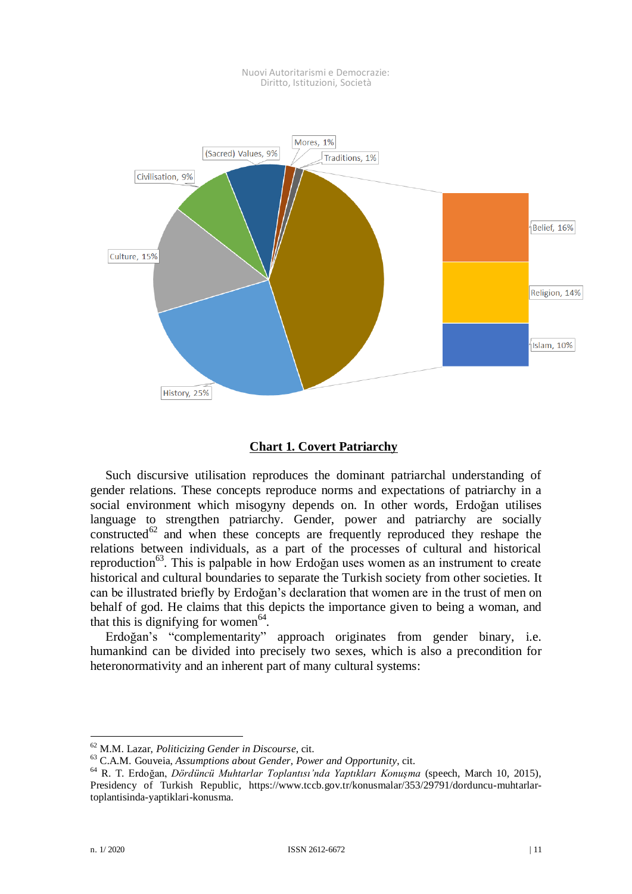**Chart 1. Covert Patriarchy**

Such discursive utilisation reproduces the dominant patriarchal understanding of gender relations. These concepts reproduce norms and expectations of patriarchy in a social environment which misogyny depends on. In other words, Erdoğan utilises language to strengthen patriarchy. Gender, power and patriarchy are socially constructed[62] and when these concepts are frequently reproduced they reshape the relations between individuals, as a part of the processes of cultural and historical reproduction[63]. This is palpable in how Erdoğan uses women as an instrument to create historical and cultural boundaries to separate the Turkish society from other societies. It can be illustrated briefly by Erdoğan's declaration that women are in the trust of men on behalf of god. He claims that this depicts the importance given to being a woman, and that this is dignifying for women[64].

Erdoğan's "complementarity" approach originates from gender binary, i.e. humankind can be divided into precisely two sexes, which is also a precondition for heteronormativity and an inherent part of many cultural systems:

---

[62] M.M. Lazar, *Politicizing Gender in Discourse*, cit.

[63] C.A.M. Gouveia, *Assumptions about Gender, Power and Opportunity*, cit.

[64] R. T. Erdoğan, *Dördüncü Muhtarlar Toplantısı'nda Yaptıkları Konuşma* (speech, March 10, 2015), Presidency of Turkish Republic, https://www.tccb.gov.tr/konusmalar/353/29791/dorduncu-muhtarlar-toplantisinda-yaptiklari-konusma.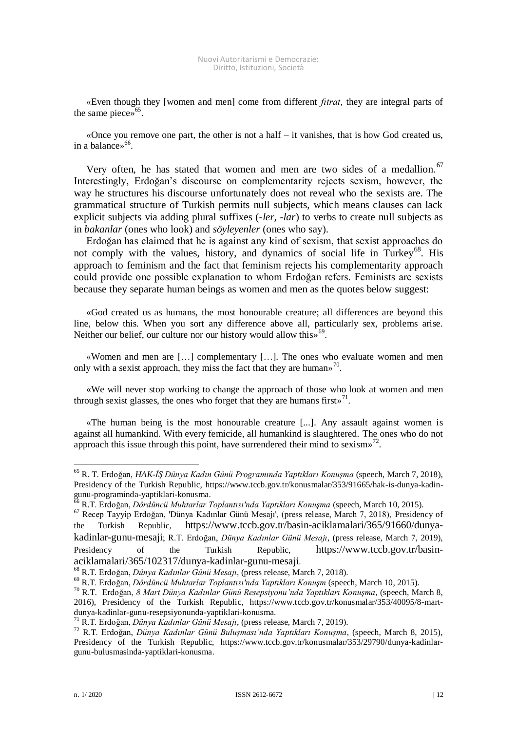«Even though they [women and men] come from different *fıtrat*, they are integral parts of the same piece»[65].

«Once you remove one part, the other is not a half – it vanishes, that is how God created us, in a balance»[66].

Very often, he has stated that women and men are two sides of a medallion.[67] Interestingly, Erdoğan's discourse on complementarity rejects sexism, however, the way he structures his discourse unfortunately does not reveal who the sexists are. The grammatical structure of Turkish permits null subjects, which means clauses can lack explicit subjects via adding plural suffixes (*-ler, -lar*) to verbs to create null subjects as in *bakanlar* (ones who look) and *söyleyenler* (ones who say).

Erdoğan has claimed that he is against any kind of sexism, that sexist approaches do not comply with the values, history, and dynamics of social life in Turkey[68]. His approach to feminism and the fact that feminism rejects his complementarity approach could provide one possible explanation to whom Erdoğan refers. Feminists are sexists because they separate human beings as women and men as the quotes below suggest:

«God created us as humans, the most honourable creature; all differences are beyond this line, below this. When you sort any difference above all, particularly sex, problems arise. Neither our belief, our culture nor our history would allow this»[69].

«Women and men are […] complementary […]. The ones who evaluate women and men only with a sexist approach, they miss the fact that they are human»[70].

«We will never stop working to change the approach of those who look at women and men through sexist glasses, the ones who forget that they are humans first»[71].

«The human being is the most honourable creature [...]. Any assault against women is against all humankind. With every femicide, all humankind is slaughtered. The ones who do not approach this issue through this point, have surrendered their mind to sexism»[72].

---

[65] R. T. Erdoğan, *HAK-İŞ Dünya Kadın Günü Programında Yaptıkları Konuşma* (speech, March 7, 2018), Presidency of the Turkish Republic, https://www.tccb.gov.tr/konusmalar/353/91665/hak-is-dunya-kadin-gunu-programinda-yaptiklari-konusma.

[66] R.T. Erdoğan, *Dördüncü Muhtarlar Toplantısı'nda Yaptıkları Konuşma* (speech, March 10, 2015).

[67] Recep Tayyip Erdoğan, 'Dünya Kadınlar Günü Mesajı', (press release, March 7, 2018), Presidency of the Turkish Republic, https://www.tccb.gov.tr/basin-aciklamalari/365/91660/dunya-kadinlar-gunu-mesaji; R.T. Erdoğan, *Dünya Kadınlar Günü Mesajı*, (press release, March 7, 2019), Presidency of the Turkish Republic, https://www.tccb.gov.tr/basin-aciklamalari/365/102317/dunya-kadinlar-gunu-mesaji.

[68] R.T. Erdoğan, *Dünya Kadınlar Günü Mesajı*, (press release, March 7, 2018).

[69] R.T. Erdoğan, *Dördüncü Muhtarlar Toplantısı'nda Yaptıkları Konuşm* (speech, March 10, 2015).

[70] R.T. Erdoğan, *8 Mart Dünya Kadınlar Günü Resepsiyonu'nda Yaptıkları Konuşma*, (speech, March 8, 2016), Presidency of the Turkish Republic, https://www.tccb.gov.tr/konusmalar/353/40095/8-mart-dunya-kadinlar-gunu-resepsiyonunda-yaptiklari-konusma.

[71] R.T. Erdoğan, *Dünya Kadınlar Günü Mesajı*, (press release, March 7, 2019).

[72] R.T. Erdoğan, *Dünya Kadınlar Günü Buluşması'nda Yaptıkları Konuşma*, (speech, March 8, 2015), Presidency of the Turkish Republic, https://www.tccb.gov.tr/konusmalar/353/29790/dunya-kadinlar-gunu-bulusmasinda-yaptiklari-konusma.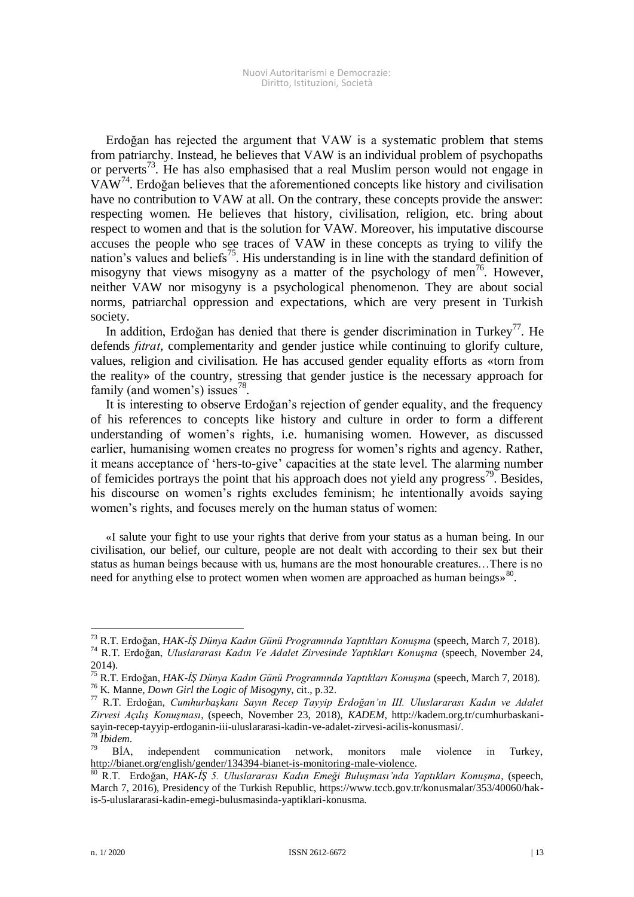Erdoğan has rejected the argument that VAW is a systematic problem that stems from patriarchy. Instead, he believes that VAW is an individual problem of psychopaths or perverts[73]. He has also emphasised that a real Muslim person would not engage in VAW[74]. Erdoğan believes that the aforementioned concepts like history and civilisation have no contribution to VAW at all. On the contrary, these concepts provide the answer: respecting women. He believes that history, civilisation, religion, etc. bring about respect to women and that is the solution for VAW. Moreover, his imputative discourse accuses the people who see traces of VAW in these concepts as trying to vilify the nation's values and beliefs[75]. His understanding is in line with the standard definition of misogyny that views misogyny as a matter of the psychology of men[76]. However, neither VAW nor misogyny is a psychological phenomenon. They are about social norms, patriarchal oppression and expectations, which are very present in Turkish society.

In addition, Erdoğan has denied that there is gender discrimination in Turkey[77]. He defends *fitrat*, complementarity and gender justice while continuing to glorify culture, values, religion and civilisation. He has accused gender equality efforts as «torn from the reality» of the country, stressing that gender justice is the necessary approach for family (and women's) issues[78].

It is interesting to observe Erdoğan's rejection of gender equality, and the frequency of his references to concepts like history and culture in order to form a different understanding of women's rights, i.e. humanising women. However, as discussed earlier, humanising women creates no progress for women's rights and agency. Rather, it means acceptance of 'hers-to-give' capacities at the state level. The alarming number of femicides portrays the point that his approach does not yield any progress[79]. Besides, his discourse on women's rights excludes feminism; he intentionally avoids saying women's rights, and focuses merely on the human status of women:

> «I salute your fight to use your rights that derive from your status as a human being. In our civilisation, our belief, our culture, people are not dealt with according to their sex but their status as human beings because with us, humans are the most honourable creatures…There is no need for anything else to protect women when women are approached as human beings»[80].

---

[73] R.T. Erdoğan, *HAK-İŞ Dünya Kadın Günü Programında Yaptıkları Konuşma* (speech, March 7, 2018).

[74] R.T. Erdoğan, *Uluslararası Kadın Ve Adalet Zirvesinde Yaptıkları Konuşma* (speech, November 24, 2014).

[75] R.T. Erdoğan, *HAK-İŞ Dünya Kadın Günü Programında Yaptıkları Konuşma* (speech, March 7, 2018).

[76] K. Manne, *Down Girl the Logic of Misogyny*, cit., p.32.

[77] R.T. Erdoğan, *Cumhurbaşkanı Sayın Recep Tayyip Erdoğan'ın III. Uluslararası Kadın ve Adalet Zirvesi Açılış Konuşması*, (speech, November 23, 2018), *KADEM,* http://kadem.org.tr/cumhurbaskani-sayin-recep-tayyip-erdoganin-iii-uluslararasi-kadin-ve-adalet-zirvesi-acilis-konusmasi/.

[78] *Ibidem*.

[79] BİA, independent communication network, monitors male violence in Turkey, http://bianet.org/english/gender/134394-bianet-is-monitoring-male-violence.

[80] R.T. Erdoğan, *HAK-İŞ 5. Uluslararası Kadın Emeği Buluşması'nda Yaptıkları Konuşma*, (speech, March 7, 2016), Presidency of the Turkish Republic, https://www.tccb.gov.tr/konusmalar/353/40060/hak-is-5-uluslararasi-kadin-emegi-bulusmasinda-yaptiklari-konusma.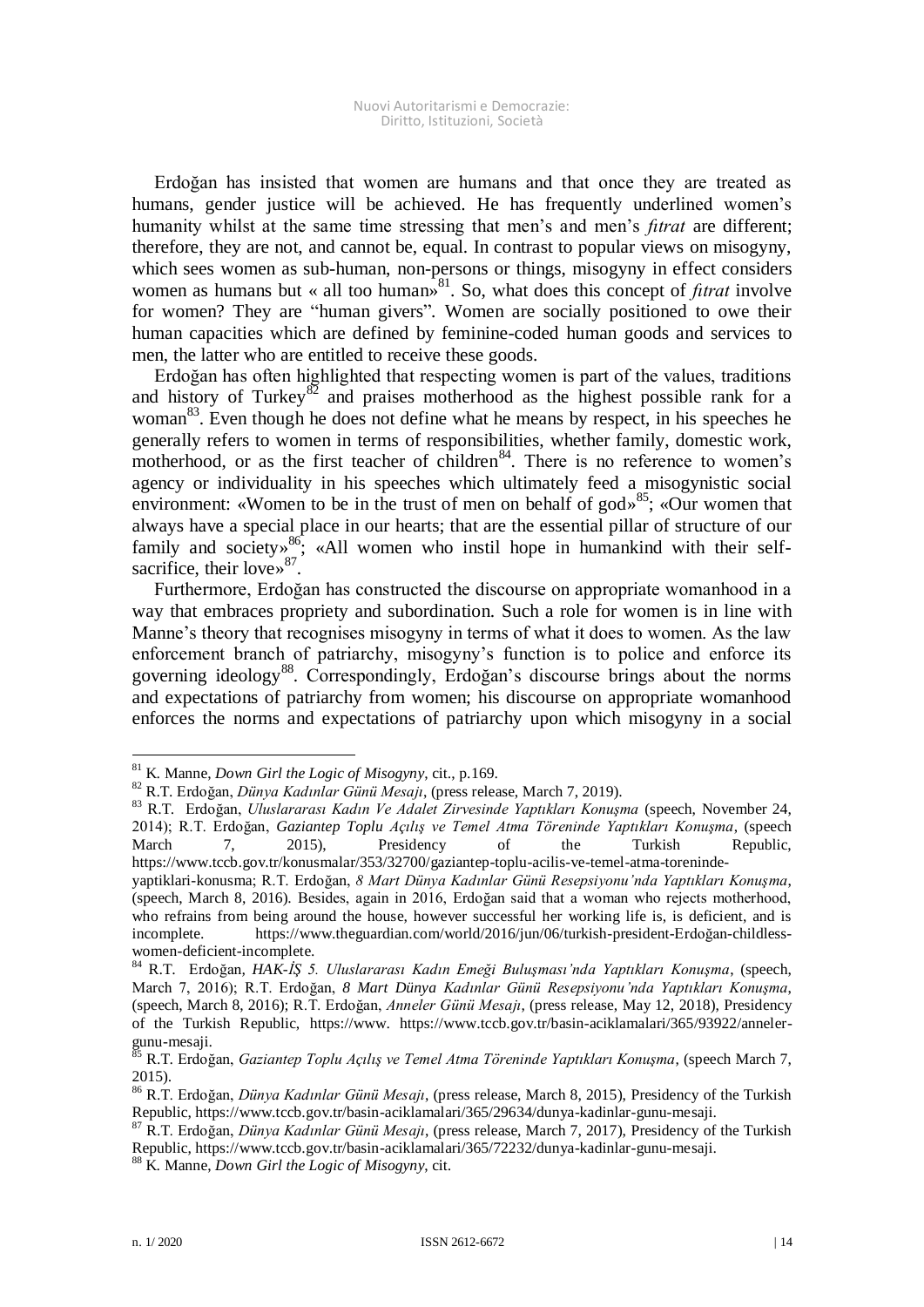Erdoğan has insisted that women are humans and that once they are treated as humans, gender justice will be achieved. He has frequently underlined women's humanity whilst at the same time stressing that men's and men's *fitrat* are different; therefore, they are not, and cannot be, equal. In contrast to popular views on misogyny, which sees women as sub-human, non-persons or things, misogyny in effect considers women as humans but « all too human»[81]. So, what does this concept of *fitrat* involve for women? They are "human givers". Women are socially positioned to owe their human capacities which are defined by feminine-coded human goods and services to men, the latter who are entitled to receive these goods.

Erdoğan has often highlighted that respecting women is part of the values, traditions and history of Turkey[82] and praises motherhood as the highest possible rank for a woman[83]. Even though he does not define what he means by respect, in his speeches he generally refers to women in terms of responsibilities, whether family, domestic work, motherhood, or as the first teacher of children[84]. There is no reference to women's agency or individuality in his speeches which ultimately feed a misogynistic social environment: «Women to be in the trust of men on behalf of god»[85]; «Our women that always have a special place in our hearts; that are the essential pillar of structure of our family and society»[86]; «All women who instil hope in humankind with their self-sacrifice, their love»[87].

Furthermore, Erdoğan has constructed the discourse on appropriate womanhood in a way that embraces propriety and subordination. Such a role for women is in line with Manne's theory that recognises misogyny in terms of what it does to women. As the law enforcement branch of patriarchy, misogyny's function is to police and enforce its governing ideology[88]. Correspondingly, Erdoğan's discourse brings about the norms and expectations of patriarchy from women; his discourse on appropriate womanhood enforces the norms and expectations of patriarchy upon which misogyny in a social

---

[81] K. Manne, *Down Girl the Logic of Misogyny*, cit., p.169.

[82] R.T. Erdoğan, *Dünya Kadınlar Günü Mesajı*, (press release, March 7, 2019).

[83] R.T. Erdoğan, *Uluslararası Kadın Ve Adalet Zirvesinde Yaptıkları Konuşma* (speech, November 24, 2014); R.T. Erdoğan, *Gaziantep Toplu Açılış ve Temel Atma Töreninde Yaptıkları Konuşma*, (speech March 7, 2015), Presidency of the Turkish Republic, https://www.tccb.gov.tr/konusmalar/353/32700/gaziantep-toplu-acilis-ve-temel-atma-toreninde-yaptiklari-konusma; R.T. Erdoğan, *8 Mart Dünya Kadınlar Günü Resepsiyonu'nda Yaptıkları Konuşma*, (speech, March 8, 2016). Besides, again in 2016, Erdoğan said that a woman who rejects motherhood, who refrains from being around the house, however successful her working life is, is deficient, and is incomplete. https://www.theguardian.com/world/2016/jun/06/turkish-president-Erdoğan-childless-women-deficient-incomplete.

[84] R.T. Erdoğan, *HAK-İŞ 5. Uluslararası Kadın Emeği Buluşması'nda Yaptıkları Konuşma*, (speech, March 7, 2016); R.T. Erdoğan, *8 Mart Dünya Kadınlar Günü Resepsiyonu'nda Yaptıkları Konuşma*, (speech, March 8, 2016); R.T. Erdoğan, *Anneler Günü Mesajı*, (press release, May 12, 2018), Presidency of the Turkish Republic, https://www. https://www.tccb.gov.tr/basin-aciklamalari/365/93922/anneler-gunu-mesaji.

[85] R.T. Erdoğan, *Gaziantep Toplu Açılış ve Temel Atma Töreninde Yaptıkları Konuşma*, (speech March 7, 2015).

[86] R.T. Erdoğan, *Dünya Kadınlar Günü Mesajı*, (press release, March 8, 2015), Presidency of the Turkish Republic, https://www.tccb.gov.tr/basin-aciklamalari/365/29634/dunya-kadinlar-gunu-mesaji.

[87] R.T. Erdoğan, *Dünya Kadınlar Günü Mesajı*, (press release, March 7, 2017), Presidency of the Turkish Republic, https://www.tccb.gov.tr/basin-aciklamalari/365/72232/dunya-kadinlar-gunu-mesaji.

[88] K. Manne, *Down Girl the Logic of Misogyny*, cit.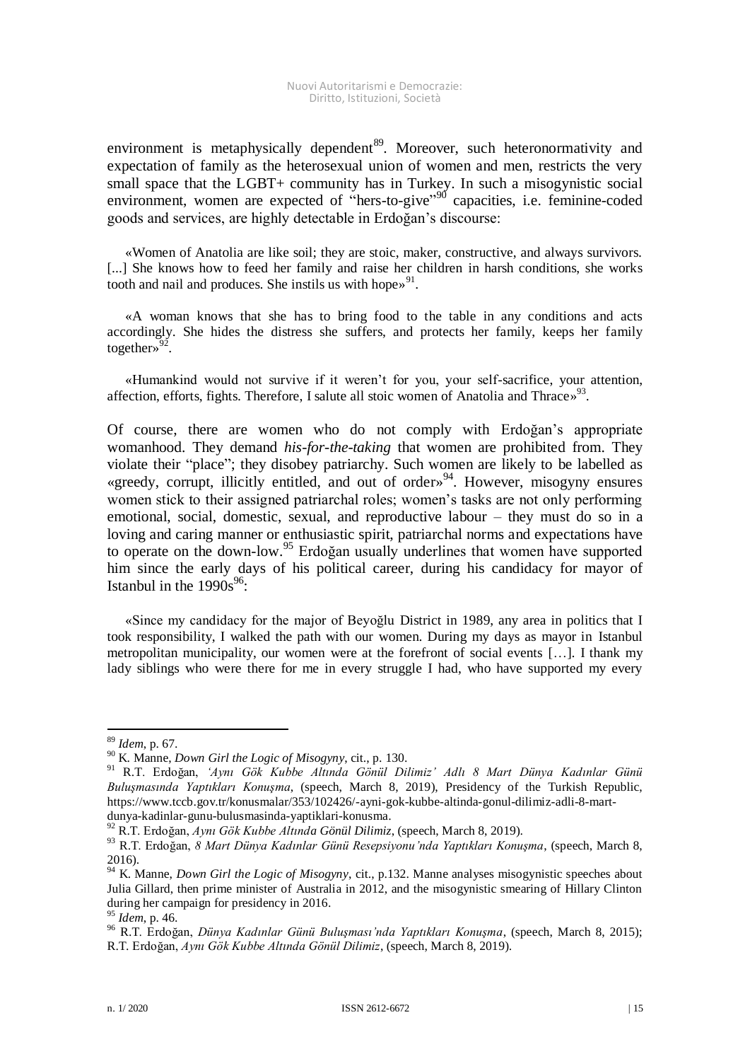environment is metaphysically dependent[89]. Moreover, such heteronormativity and expectation of family as the heterosexual union of women and men, restricts the very small space that the LGBT+ community has in Turkey. In such a misogynistic social environment, women are expected of "hers-to-give"[90] capacities, i.e. feminine-coded goods and services, are highly detectable in Erdoğan's discourse:

> «Women of Anatolia are like soil; they are stoic, maker, constructive, and always survivors. [...] She knows how to feed her family and raise her children in harsh conditions, she works tooth and nail and produces. She instils us with hope»[91].

> «A woman knows that she has to bring food to the table in any conditions and acts accordingly. She hides the distress she suffers, and protects her family, keeps her family together»[92].

> «Humankind would not survive if it weren't for you, your self-sacrifice, your attention, affection, efforts, fights. Therefore, I salute all stoic women of Anatolia and Thrace»[93].

Of course, there are women who do not comply with Erdoğan's appropriate womanhood. They demand *his-for-the-taking* that women are prohibited from. They violate their "place"; they disobey patriarchy. Such women are likely to be labelled as «greedy, corrupt, illicitly entitled, and out of order»[94]. However, misogyny ensures women stick to their assigned patriarchal roles; women's tasks are not only performing emotional, social, domestic, sexual, and reproductive labour – they must do so in a loving and caring manner or enthusiastic spirit, patriarchal norms and expectations have to operate on the down-low.[95] Erdoğan usually underlines that women have supported him since the early days of his political career, during his candidacy for mayor of Istanbul in the 1990s[96]:

> «Since my candidacy for the major of Beyoğlu District in 1989, any area in politics that I took responsibility, I walked the path with our women. During my days as mayor in Istanbul metropolitan municipality, our women were at the forefront of social events […]. I thank my lady siblings who were there for me in every struggle I had, who have supported my every

---

[89] *Idem*, p. 67.

[90] K. Manne, *Down Girl the Logic of Misogyny*, cit., p. 130.

[91] R.T. Erdoğan, *'Aynı Gök Kubbe Altında Gönül Dilimiz' Adlı 8 Mart Dünya Kadınlar Günü Buluşmasında Yaptıkları Konuşma*, (speech, March 8, 2019), Presidency of the Turkish Republic, https://www.tccb.gov.tr/konusmalar/353/102426/-ayni-gok-kubbe-altinda-gonul-dilimiz-adli-8-mart-dunya-kadinlar-gunu-bulusmasinda-yaptiklari-konusma.

[92] R.T. Erdoğan, *Aynı Gök Kubbe Altında Gönül Dilimiz*, (speech, March 8, 2019).

[93] R.T. Erdoğan, *8 Mart Dünya Kadınlar Günü Resepsiyonu'nda Yaptıkları Konuşma*, (speech, March 8, 2016).

[94] K. Manne, *Down Girl the Logic of Misogyny*, cit., p.132. Manne analyses misogynistic speeches about Julia Gillard, then prime minister of Australia in 2012, and the misogynistic smearing of Hillary Clinton during her campaign for presidency in 2016.

[95] *Idem*, p. 46.

[96] R.T. Erdoğan, *Dünya Kadınlar Günü Buluşması'nda Yaptıkları Konuşma*, (speech, March 8, 2015); R.T. Erdoğan, *Aynı Gök Kubbe Altında Gönül Dilimiz*, (speech, March 8, 2019).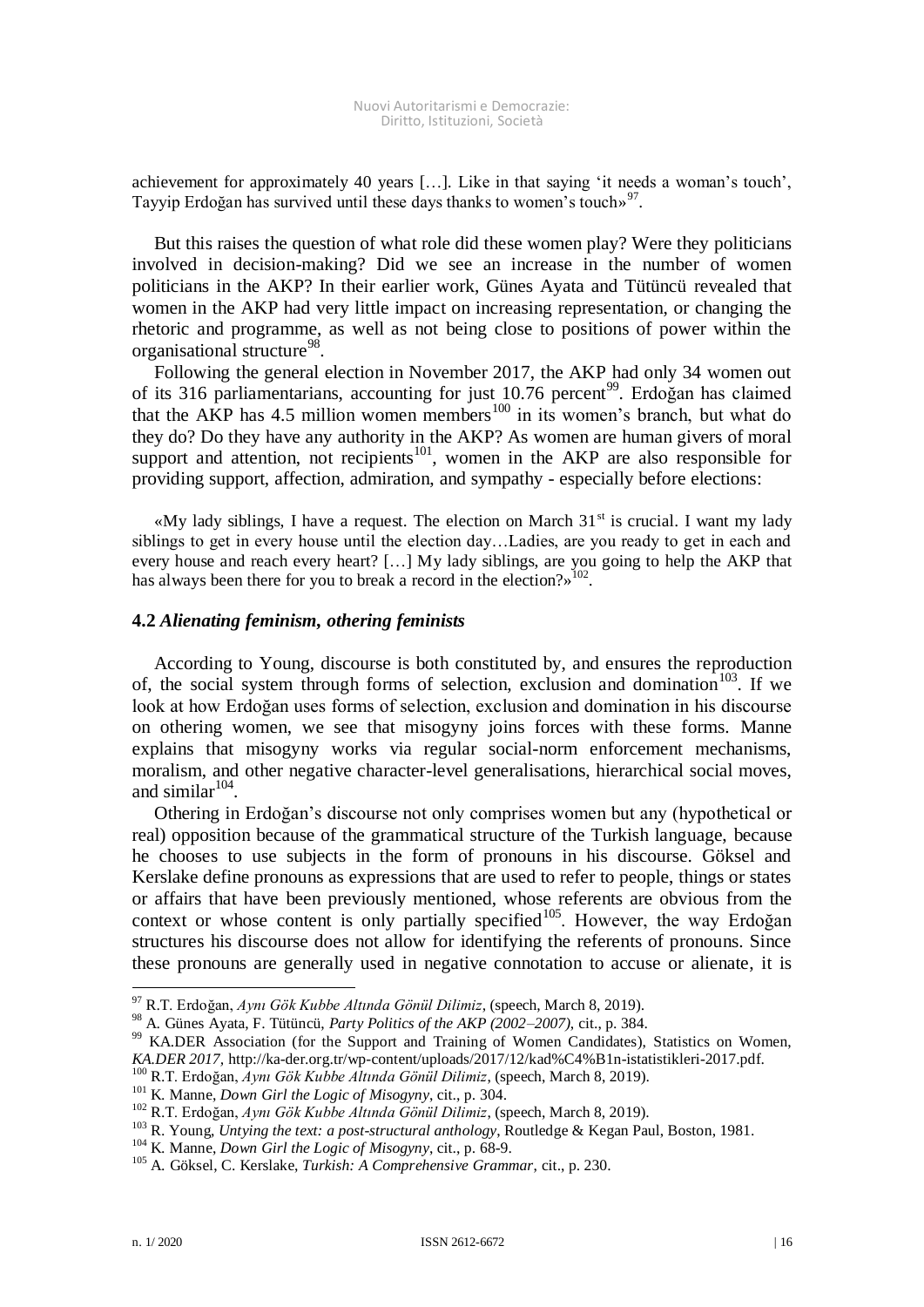achievement for approximately 40 years […]. Like in that saying 'it needs a woman's touch', Tayyip Erdoğan has survived until these days thanks to women's touch»[97].

But this raises the question of what role did these women play? Were they politicians involved in decision-making? Did we see an increase in the number of women politicians in the AKP? In their earlier work, Günes Ayata and Tütüncü revealed that women in the AKP had very little impact on increasing representation, or changing the rhetoric and programme, as well as not being close to positions of power within the organisational structure[98].

Following the general election in November 2017, the AKP had only 34 women out of its 316 parliamentarians, accounting for just 10.76 percent[99]. Erdoğan has claimed that the AKP has 4.5 million women members[100] in its women's branch, but what do they do? Do they have any authority in the AKP? As women are human givers of moral support and attention, not recipients[101], women in the AKP are also responsible for providing support, affection, admiration, and sympathy - especially before elections:

> «My lady siblings, I have a request. The election on March 31st is crucial. I want my lady siblings to get in every house until the election day…Ladies, are you ready to get in each and every house and reach every heart? […] My lady siblings, are you going to help the AKP that has always been there for you to break a record in the election?»[102].

## 4.2 *Alienating feminism, othering feminists*

According to Young, discourse is both constituted by, and ensures the reproduction of, the social system through forms of selection, exclusion and domination[103]. If we look at how Erdoğan uses forms of selection, exclusion and domination in his discourse on othering women, we see that misogyny joins forces with these forms. Manne explains that misogyny works via regular social-norm enforcement mechanisms, moralism, and other negative character-level generalisations, hierarchical social moves, and similar[104].

Othering in Erdoğan's discourse not only comprises women but any (hypothetical or real) opposition because of the grammatical structure of the Turkish language, because he chooses to use subjects in the form of pronouns in his discourse. Göksel and Kerslake define pronouns as expressions that are used to refer to people, things or states or affairs that have been previously mentioned, whose referents are obvious from the context or whose content is only partially specified[105]. However, the way Erdoğan structures his discourse does not allow for identifying the referents of pronouns. Since these pronouns are generally used in negative connotation to accuse or alienate, it is

---

[97] R.T. Erdoğan, *Aynı Gök Kubbe Altında Gönül Dilimiz*, (speech, March 8, 2019).

[98] A. Günes Ayata, F. Tütüncü, *Party Politics of the AKP (2002–2007)*, cit., p. 384.

[99] KA.DER Association (for the Support and Training of Women Candidates), Statistics on Women, *KA.DER 2017*, http://ka-der.org.tr/wp-content/uploads/2017/12/kad%C4%B1n-istatistikleri-2017.pdf.

[100] R.T. Erdoğan, *Aynı Gök Kubbe Altında Gönül Dilimiz*, (speech, March 8, 2019).

[101] K. Manne, *Down Girl the Logic of Misogyny*, cit., p. 304.

[102] R.T. Erdoğan, *Aynı Gök Kubbe Altında Gönül Dilimiz*, (speech, March 8, 2019).

[103] R. Young, *Untying the text: a post-structural anthology*, Routledge & Kegan Paul, Boston, 1981.

[104] K. Manne, *Down Girl the Logic of Misogyny*, cit., p. 68-9.

[105] A. Göksel, C. Kerslake, *Turkish: A Comprehensive Grammar*, cit., p. 230.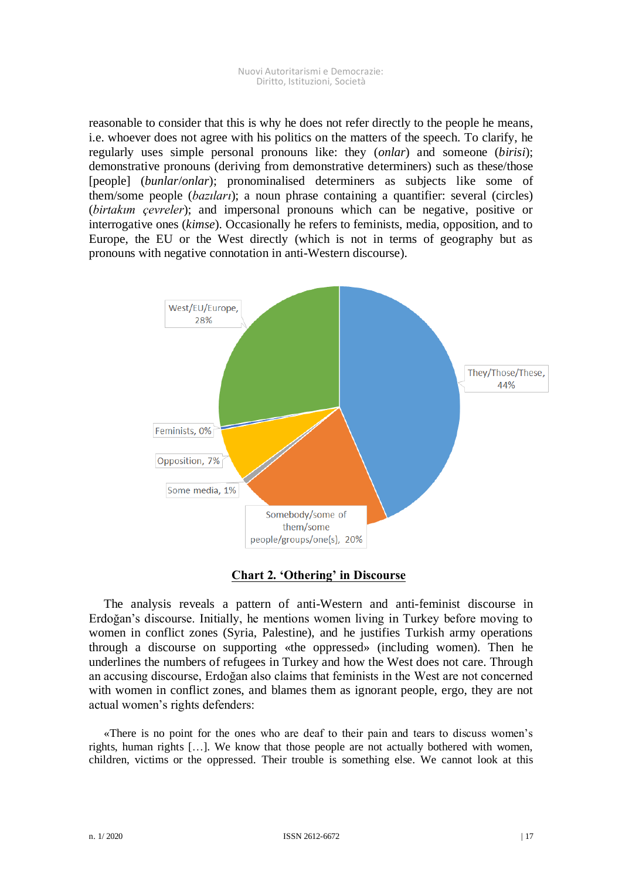reasonable to consider that this is why he does not refer directly to the people he means, i.e. whoever does not agree with his politics on the matters of the speech. To clarify, he regularly uses simple personal pronouns like: they (*onlar*) and someone (*birisi*); demonstrative pronouns (deriving from demonstrative determiners) such as these/those [people] (*bunlar*/*onlar*); pronominalised determiners as subjects like some of them/some people (*bazıları*); a noun phrase containing a quantifier: several (circles) (*birtakım çevreler*); and impersonal pronouns which can be negative, positive or interrogative ones (*kimse*). Occasionally he refers to feminists, media, opposition, and to Europe, the EU or the West directly (which is not in terms of geography but as pronouns with negative connotation in anti-Western discourse).

**Chart 2. 'Othering' in Discourse**

The analysis reveals a pattern of anti-Western and anti-feminist discourse in Erdoğan's discourse. Initially, he mentions women living in Turkey before moving to women in conflict zones (Syria, Palestine), and he justifies Turkish army operations through a discourse on supporting «the oppressed» (including women). Then he underlines the numbers of refugees in Turkey and how the West does not care. Through an accusing discourse, Erdoğan also claims that feminists in the West are not concerned with women in conflict zones, and blames them as ignorant people, ergo, they are not actual women's rights defenders:

«There is no point for the ones who are deaf to their pain and tears to discuss women's rights, human rights […]. We know that those people are not actually bothered with women, children, victims or the oppressed. Their trouble is something else. We cannot look at this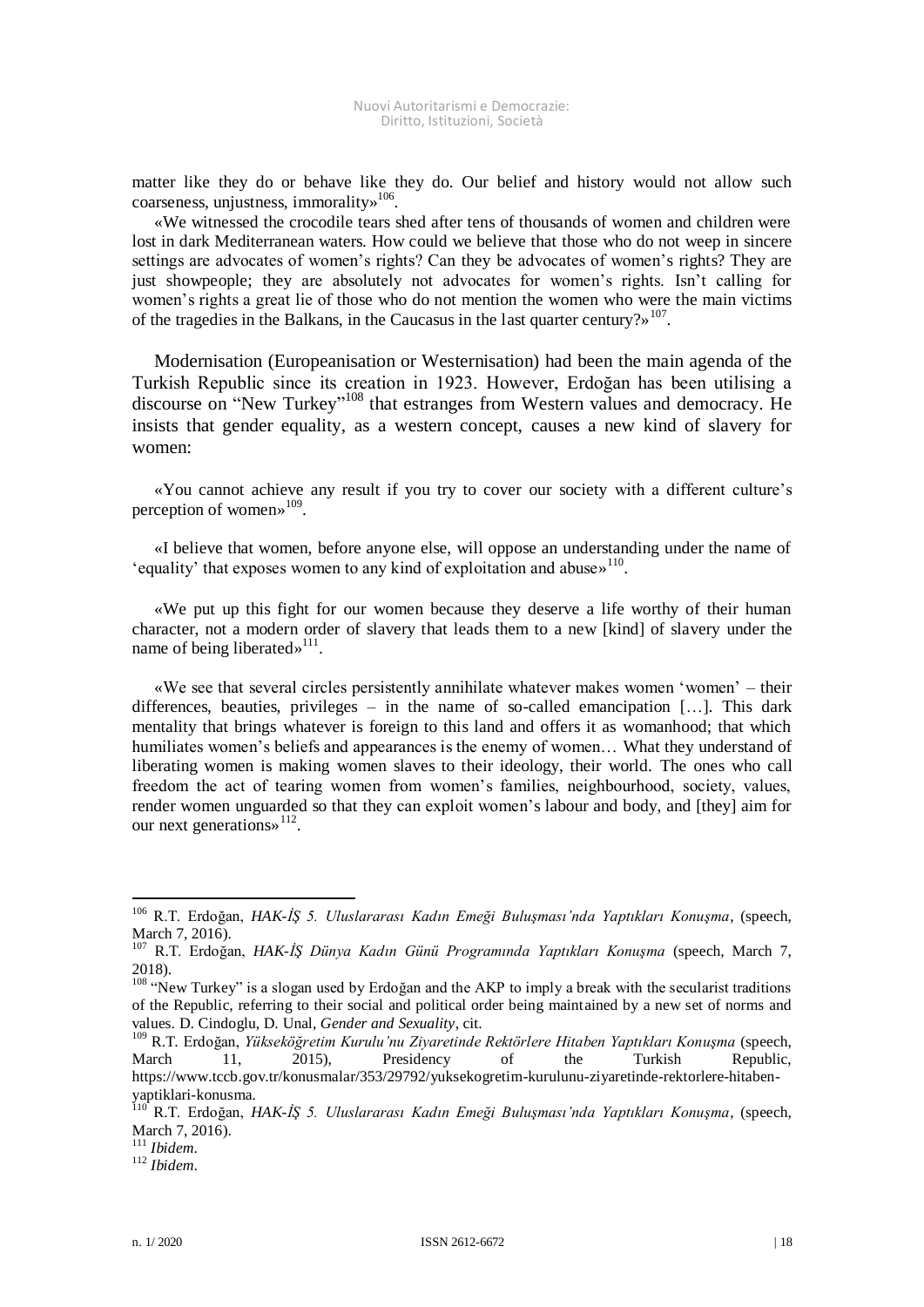matter like they do or behave like they do. Our belief and history would not allow such coarseness, unjustness, immorality»[106].

«We witnessed the crocodile tears shed after tens of thousands of women and children were lost in dark Mediterranean waters. How could we believe that those who do not weep in sincere settings are advocates of women's rights? Can they be advocates of women's rights? They are just showpeople; they are absolutely not advocates for women's rights. Isn't calling for women's rights a great lie of those who do not mention the women who were the main victims of the tragedies in the Balkans, in the Caucasus in the last quarter century?»[107].

Modernisation (Europeanisation or Westernisation) had been the main agenda of the Turkish Republic since its creation in 1923. However, Erdoğan has been utilising a discourse on "New Turkey"[108] that estranges from Western values and democracy. He insists that gender equality, as a western concept, causes a new kind of slavery for women:

«You cannot achieve any result if you try to cover our society with a different culture's perception of women»[109].

«I believe that women, before anyone else, will oppose an understanding under the name of 'equality' that exposes women to any kind of exploitation and abuse»[110].

«We put up this fight for our women because they deserve a life worthy of their human character, not a modern order of slavery that leads them to a new [kind] of slavery under the name of being liberated»[111].

«We see that several circles persistently annihilate whatever makes women 'women' – their differences, beauties, privileges – in the name of so-called emancipation […]. This dark mentality that brings whatever is foreign to this land and offers it as womanhood; that which humiliates women's beliefs and appearances is the enemy of women… What they understand of liberating women is making women slaves to their ideology, their world. The ones who call freedom the act of tearing women from women's families, neighbourhood, society, values, render women unguarded so that they can exploit women's labour and body, and [they] aim for our next generations»[112].

---

[106] R.T. Erdoğan, *HAK-İŞ 5. Uluslararası Kadın Emeği Buluşması'nda Yaptıkları Konuşma*, (speech, March 7, 2016).

[107] R.T. Erdoğan, *HAK-İŞ Dünya Kadın Günü Programında Yaptıkları Konuşma* (speech, March 7, 2018).

[108] "New Turkey" is a slogan used by Erdoğan and the AKP to imply a break with the secularist traditions of the Republic, referring to their social and political order being maintained by a new set of norms and values. D. Cindoglu, D. Unal, *Gender and Sexuality*, cit.

[109] R.T. Erdoğan, *Yükseköğretim Kurulu'nu Ziyaretinde Rektörlere Hitaben Yaptıkları Konuşma* (speech, March 11, 2015), Presidency of the Turkish Republic, https://www.tccb.gov.tr/konusmalar/353/29792/yuksekogretim-kurulunu-ziyaretinde-rektorlere-hitaben-yaptiklari-konusma.

[110] R.T. Erdoğan, *HAK-İŞ 5. Uluslararası Kadın Emeği Buluşması'nda Yaptıkları Konuşma*, (speech, March 7, 2016).

[111] *Ibidem*.

[112] *Ibidem*.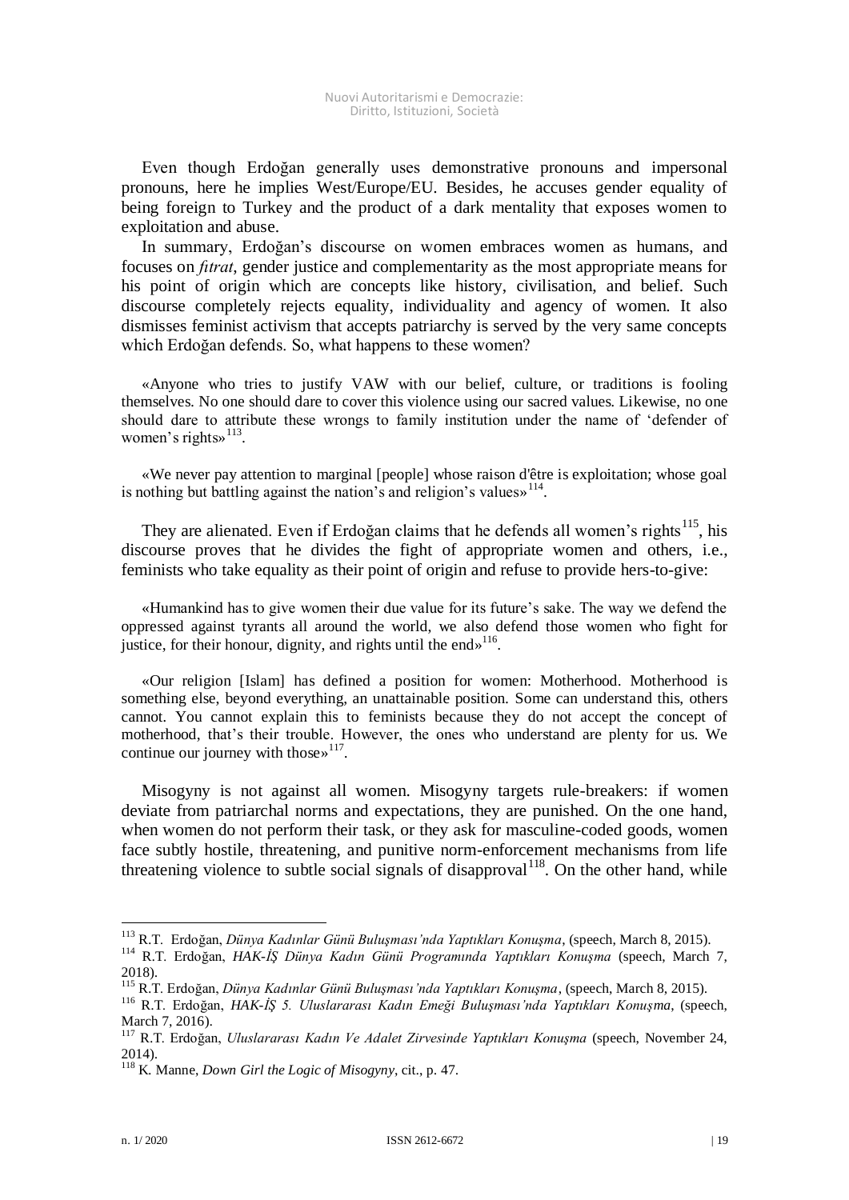Even though Erdoğan generally uses demonstrative pronouns and impersonal pronouns, here he implies West/Europe/EU. Besides, he accuses gender equality of being foreign to Turkey and the product of a dark mentality that exposes women to exploitation and abuse.

In summary, Erdoğan's discourse on women embraces women as humans, and focuses on *fıtrat*, gender justice and complementarity as the most appropriate means for his point of origin which are concepts like history, civilisation, and belief. Such discourse completely rejects equality, individuality and agency of women. It also dismisses feminist activism that accepts patriarchy is served by the very same concepts which Erdoğan defends. So, what happens to these women?

> «Anyone who tries to justify VAW with our belief, culture, or traditions is fooling themselves. No one should dare to cover this violence using our sacred values. Likewise, no one should dare to attribute these wrongs to family institution under the name of 'defender of women's rights»[113].

> «We never pay attention to marginal [people] whose raison d'être is exploitation; whose goal is nothing but battling against the nation's and religion's values»[114].

They are alienated. Even if Erdoğan claims that he defends all women's rights[115], his discourse proves that he divides the fight of appropriate women and others, i.e., feminists who take equality as their point of origin and refuse to provide hers-to-give:

> «Humankind has to give women their due value for its future's sake. The way we defend the oppressed against tyrants all around the world, we also defend those women who fight for justice, for their honour, dignity, and rights until the end»[116].

> «Our religion [Islam] has defined a position for women: Motherhood. Motherhood is something else, beyond everything, an unattainable position. Some can understand this, others cannot. You cannot explain this to feminists because they do not accept the concept of motherhood, that's their trouble. However, the ones who understand are plenty for us. We continue our journey with those»[117].

Misogyny is not against all women. Misogyny targets rule-breakers: if women deviate from patriarchal norms and expectations, they are punished. On the one hand, when women do not perform their task, or they ask for masculine-coded goods, women face subtly hostile, threatening, and punitive norm-enforcement mechanisms from life threatening violence to subtle social signals of disapproval[118]. On the other hand, while

---

[113] R.T. Erdoğan, *Dünya Kadınlar Günü Buluşması'nda Yaptıkları Konuşma*, (speech, March 8, 2015).

[114] R.T. Erdoğan, *HAK-İŞ Dünya Kadın Günü Programında Yaptıkları Konuşma* (speech, March 7, 2018).

[115] R.T. Erdoğan, *Dünya Kadınlar Günü Buluşması'nda Yaptıkları Konuşma*, (speech, March 8, 2015).

[116] R.T. Erdoğan, *HAK-İŞ 5. Uluslararası Kadın Emeği Buluşması'nda Yaptıkları Konuşma*, (speech, March 7, 2016).

[117] R.T. Erdoğan, *Uluslararası Kadın Ve Adalet Zirvesinde Yaptıkları Konuşma* (speech, November 24, 2014).

[118] K. Manne, *Down Girl the Logic of Misogyny*, cit., p. 47.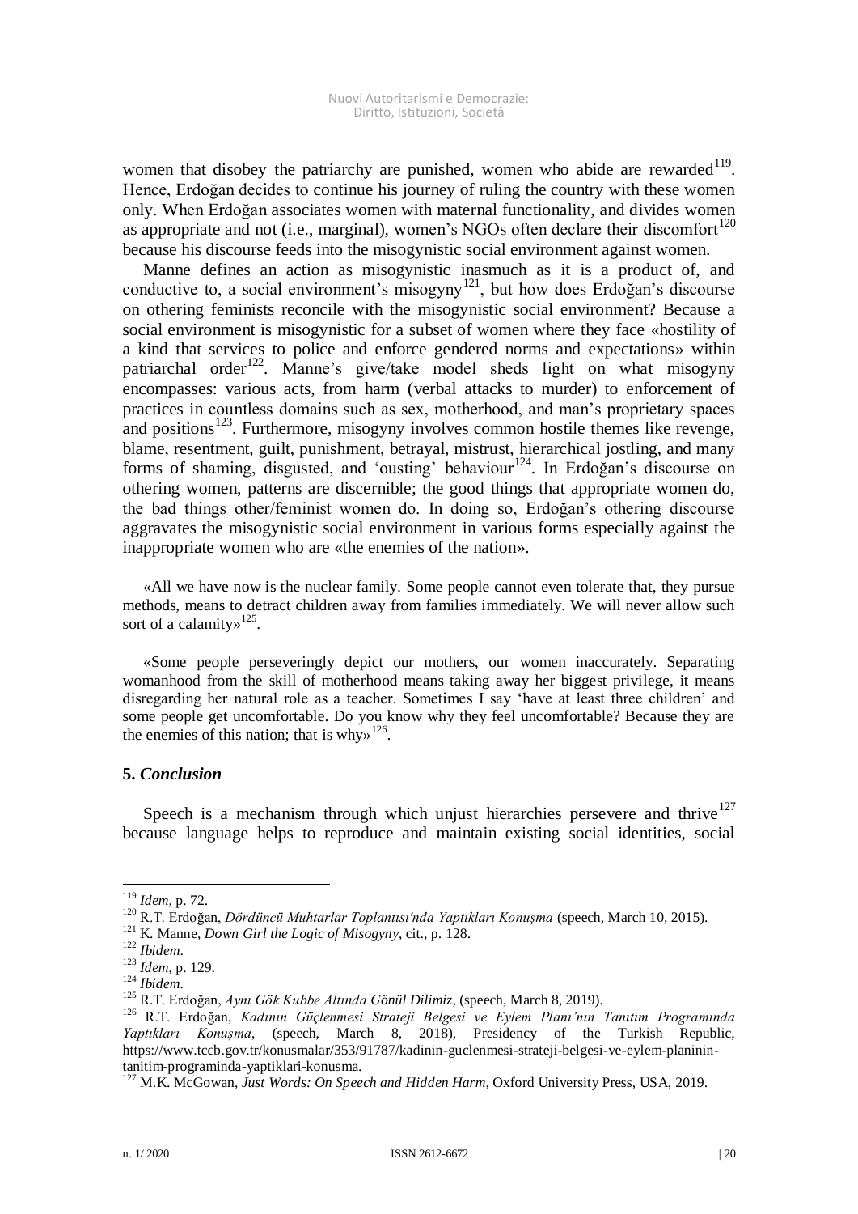women that disobey the patriarchy are punished, women who abide are rewarded[119]. Hence, Erdoğan decides to continue his journey of ruling the country with these women only. When Erdoğan associates women with maternal functionality, and divides women as appropriate and not (i.e., marginal), women's NGOs often declare their discomfort[120] because his discourse feeds into the misogynistic social environment against women.

Manne defines an action as misogynistic inasmuch as it is a product of, and conductive to, a social environment's misogyny[121], but how does Erdoğan's discourse on othering feminists reconcile with the misogynistic social environment? Because a social environment is misogynistic for a subset of women where they face «hostility of a kind that services to police and enforce gendered norms and expectations» within patriarchal order[122]. Manne's give/take model sheds light on what misogyny encompasses: various acts, from harm (verbal attacks to murder) to enforcement of practices in countless domains such as sex, motherhood, and man's proprietary spaces and positions[123]. Furthermore, misogyny involves common hostile themes like revenge, blame, resentment, guilt, punishment, betrayal, mistrust, hierarchical jostling, and many forms of shaming, disgusted, and 'ousting' behaviour[124]. In Erdoğan's discourse on othering women, patterns are discernible; the good things that appropriate women do, the bad things other/feminist women do. In doing so, Erdoğan's othering discourse aggravates the misogynistic social environment in various forms especially against the inappropriate women who are «the enemies of the nation».

> «All we have now is the nuclear family. Some people cannot even tolerate that, they pursue methods, means to detract children away from families immediately. We will never allow such sort of a calamity»[125].

> «Some people perseveringly depict our mothers, our women inaccurately. Separating womanhood from the skill of motherhood means taking away her biggest privilege, it means disregarding her natural role as a teacher. Sometimes I say 'have at least three children' and some people get uncomfortable. Do you know why they feel uncomfortable? Because they are the enemies of this nation; that is why»[126].

## 5. *Conclusion*

Speech is a mechanism through which unjust hierarchies persevere and thrive[127] because language helps to reproduce and maintain existing social identities, social

---

[119] *Idem*, p. 72.

[120] R.T. Erdoğan, *Dördüncü Muhtarlar Toplantısı'nda Yaptıkları Konuşma* (speech, March 10, 2015).

[121] K. Manne, *Down Girl the Logic of Misogyny*, cit., p. 128.

[122] *Ibidem*.

[123] *Idem*, p. 129.

[124] *Ibidem*.

[125] R.T. Erdoğan, *Aynı Gök Kubbe Altında Gönül Dilimiz*, (speech, March 8, 2019).

[126] R.T. Erdoğan, *Kadının Güçlenmesi Strateji Belgesi ve Eylem Planı'nın Tanıtım Programında Yaptıkları Konuşma*, (speech, March 8, 2018), Presidency of the Turkish Republic, https://www.tccb.gov.tr/konusmalar/353/91787/kadinin-guclenmesi-strateji-belgesi-ve-eylem-planinin-tanitim-programinda-yaptiklari-konusma.

[127] M.K. McGowan, *Just Words: On Speech and Hidden Harm*, Oxford University Press, USA, 2019.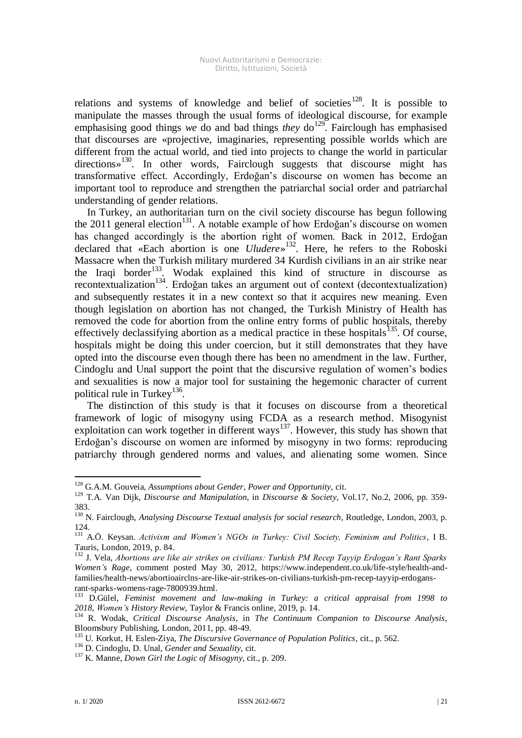relations and systems of knowledge and belief of societies[128]. It is possible to manipulate the masses through the usual forms of ideological discourse, for example emphasising good things *we* do and bad things *they* do[129]. Fairclough has emphasised that discourses are «projective, imaginaries, representing possible worlds which are different from the actual world, and tied into projects to change the world in particular directions»[130]. In other words, Fairclough suggests that discourse might has transformative effect. Accordingly, Erdoğan's discourse on women has become an important tool to reproduce and strengthen the patriarchal social order and patriarchal understanding of gender relations.

In Turkey, an authoritarian turn on the civil society discourse has begun following the 2011 general election[131]. A notable example of how Erdoğan's discourse on women has changed accordingly is the abortion right of women. Back in 2012, Erdoğan declared that «Each abortion is one *Uludere*»[132]. Here, he refers to the Roboski Massacre when the Turkish military murdered 34 Kurdish civilians in an air strike near the Iraqi border[133]. Wodak explained this kind of structure in discourse as recontextualization[134]. Erdoğan takes an argument out of context (decontextualization) and subsequently restates it in a new context so that it acquires new meaning. Even though legislation on abortion has not changed, the Turkish Ministry of Health has removed the code for abortion from the online entry forms of public hospitals, thereby effectively declassifying abortion as a medical practice in these hospitals[135]. Of course, hospitals might be doing this under coercion, but it still demonstrates that they have opted into the discourse even though there has been no amendment in the law. Further, Cindoglu and Unal support the point that the discursive regulation of women's bodies and sexualities is now a major tool for sustaining the hegemonic character of current political rule in Turkey[136].

The distinction of this study is that it focuses on discourse from a theoretical framework of logic of misogyny using FCDA as a research method. Misogynist exploitation can work together in different ways[137]. However, this study has shown that Erdoğan's discourse on women are informed by misogyny in two forms: reproducing patriarchy through gendered norms and values, and alienating some women. Since

---

[128] G.A.M. Gouveia, *Assumptions about Gender, Power and Opportunity*, cit.

[129] T.A. Van Dijk, *Discourse and Manipulation*, in *Discourse & Society*, Vol.17, No.2, 2006, pp. 359-383.

[130] N. Fairclough, *Analysing Discourse Textual analysis for social research*, Routledge, London, 2003, p. 124.

[131] A.Ö. Keysan. *Activism and Women's NGOs in Turkey: Civil Society, Feminism and Politics*, I B. Tauris, London, 2019, p. 84.

[132] J. Vela, *Abortions are like air strikes on civilians: Turkish PM Recep Tayyip Erdogan's Rant Sparks Women's Rage*, comment posted May 30, 2012, https://www.independent.co.uk/life-style/health-and-families/health-news/abortioairclns-are-like-air-strikes-on-civilians-turkish-pm-recep-tayyip-erdogans-rant-sparks-womens-rage-7800939.html.

[133] D.Gülel, *Feminist movement and law-making in Turkey: a critical appraisal from 1998 to 2018*, *Women's History Review*, Taylor & Francis online, 2019, p. 14.

[134] R. Wodak, *Critical Discourse Analysis*, in *The Continuum Companion to Discourse Analysis*, Bloomsbury Publishing, London, 2011, pp. 48-49.

[135] U. Korkut, H. Eslen-Ziya, *The Discursive Governance of Population Politics*, cit., p. 562.

[136] D. Cindoglu, D. Unal, *Gender and Sexuality*, cit.

[137] K. Manne, *Down Girl the Logic of Misogyny*, cit., p. 209.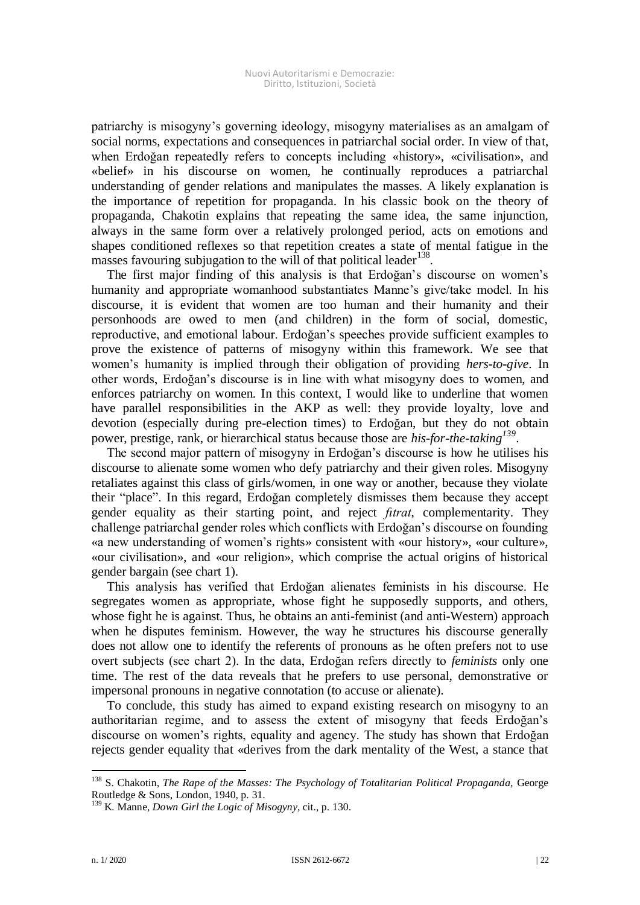patriarchy is misogyny's governing ideology, misogyny materialises as an amalgam of social norms, expectations and consequences in patriarchal social order. In view of that, when Erdoğan repeatedly refers to concepts including «history», «civilisation», and «belief» in his discourse on women, he continually reproduces a patriarchal understanding of gender relations and manipulates the masses. A likely explanation is the importance of repetition for propaganda. In his classic book on the theory of propaganda, Chakotin explains that repeating the same idea, the same injunction, always in the same form over a relatively prolonged period, acts on emotions and shapes conditioned reflexes so that repetition creates a state of mental fatigue in the masses favouring subjugation to the will of that political leader[138].

The first major finding of this analysis is that Erdoğan's discourse on women's humanity and appropriate womanhood substantiates Manne's give/take model. In his discourse, it is evident that women are too human and their humanity and their personhoods are owed to men (and children) in the form of social, domestic, reproductive, and emotional labour. Erdoğan's speeches provide sufficient examples to prove the existence of patterns of misogyny within this framework. We see that women's humanity is implied through their obligation of providing *hers-to-give*. In other words, Erdoğan's discourse is in line with what misogyny does to women, and enforces patriarchy on women. In this context, I would like to underline that women have parallel responsibilities in the AKP as well: they provide loyalty, love and devotion (especially during pre-election times) to Erdoğan, but they do not obtain power, prestige, rank, or hierarchical status because those are *his-for-the-taking*[139].

The second major pattern of misogyny in Erdoğan's discourse is how he utilises his discourse to alienate some women who defy patriarchy and their given roles. Misogyny retaliates against this class of girls/women, in one way or another, because they violate their "place". In this regard, Erdoğan completely dismisses them because they accept gender equality as their starting point, and reject *fıtrat*, complementarity. They challenge patriarchal gender roles which conflicts with Erdoğan's discourse on founding «a new understanding of women's rights» consistent with «our history», «our culture», «our civilisation», and «our religion», which comprise the actual origins of historical gender bargain (see chart 1).

This analysis has verified that Erdoğan alienates feminists in his discourse. He segregates women as appropriate, whose fight he supposedly supports, and others, whose fight he is against. Thus, he obtains an anti-feminist (and anti-Western) approach when he disputes feminism. However, the way he structures his discourse generally does not allow one to identify the referents of pronouns as he often prefers not to use overt subjects (see chart 2). In the data, Erdoğan refers directly to *feminists* only one time. The rest of the data reveals that he prefers to use personal, demonstrative or impersonal pronouns in negative connotation (to accuse or alienate).

To conclude, this study has aimed to expand existing research on misogyny to an authoritarian regime, and to assess the extent of misogyny that feeds Erdoğan's discourse on women's rights, equality and agency. The study has shown that Erdoğan rejects gender equality that «derives from the dark mentality of the West, a stance that

---

[138] S. Chakotin, *The Rape of the Masses: The Psychology of Totalitarian Political Propaganda*, George Routledge & Sons, London, 1940, p. 31.

[139] K. Manne, *Down Girl the Logic of Misogyny*, cit., p. 130.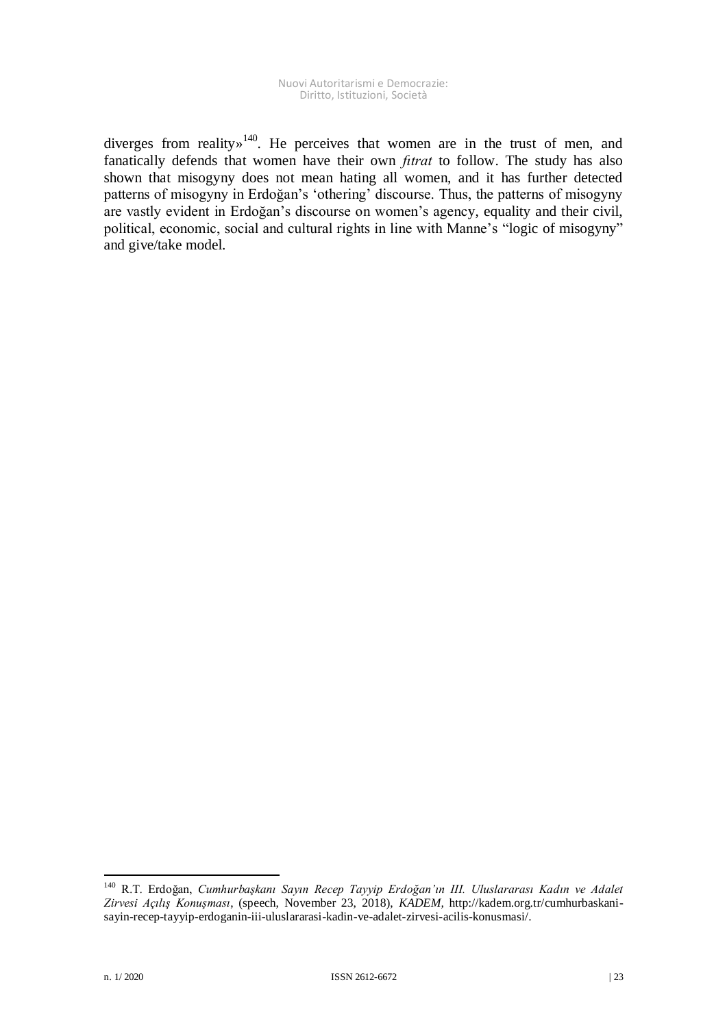diverges from reality»[140]. He perceives that women are in the trust of men, and fanatically defends that women have their own *fitrat* to follow. The study has also shown that misogyny does not mean hating all women, and it has further detected patterns of misogyny in Erdoğan's 'othering' discourse. Thus, the patterns of misogyny are vastly evident in Erdoğan's discourse on women's agency, equality and their civil, political, economic, social and cultural rights in line with Manne's "logic of misogyny" and give/take model.

---

[140] R.T. Erdoğan, *Cumhurbaşkanı Sayın Recep Tayyip Erdoğan'ın III. Uluslararası Kadın ve Adalet Zirvesi Açılış Konuşması*, (speech, November 23, 2018), *KADEM,* http://kadem.org.tr/cumhurbaskani-sayin-recep-tayyip-erdoganin-iii-uluslararasi-kadin-ve-adalet-zirvesi-acilis-konusmasi/.